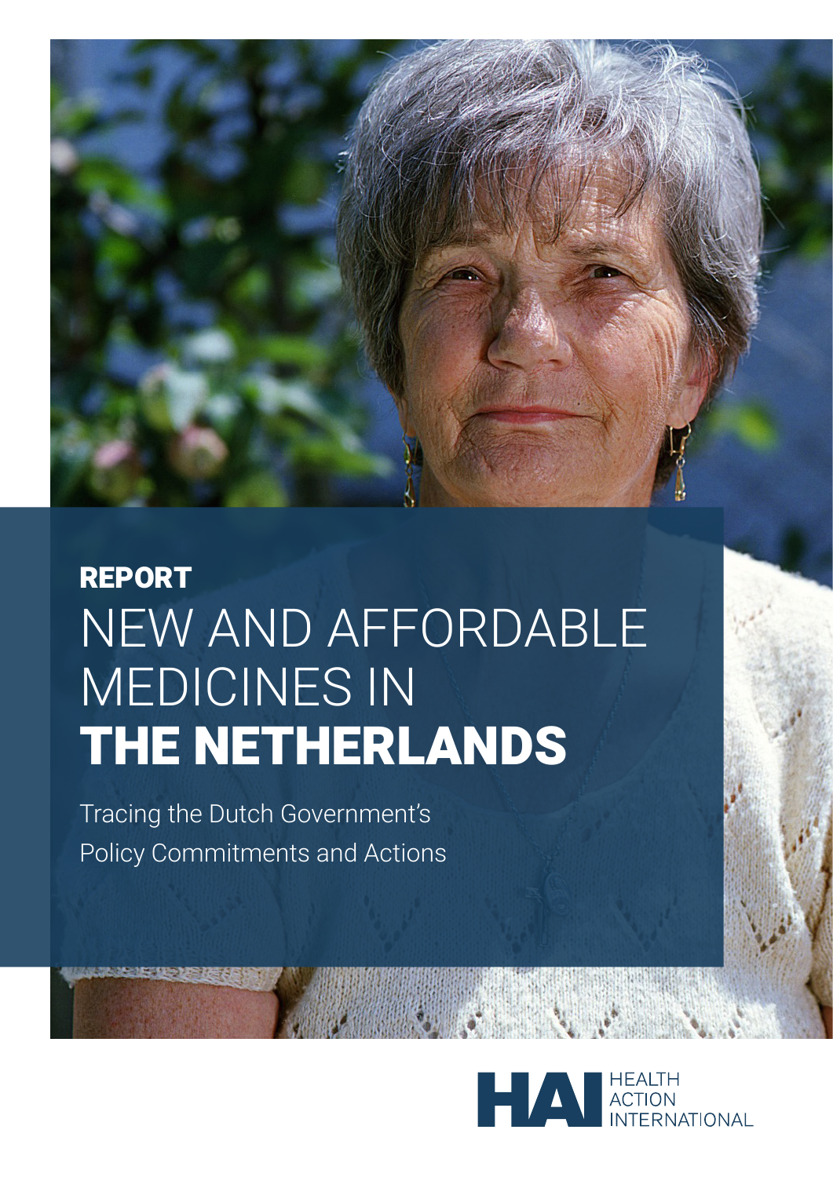REPORT

# NEW AND AFFORDABLE MEDICINES IN **THE NETHERLANDS**

Tracing the Dutch Government's Policy Commitments and Actions

HAI HEALTH ACTION INTERNATIONAL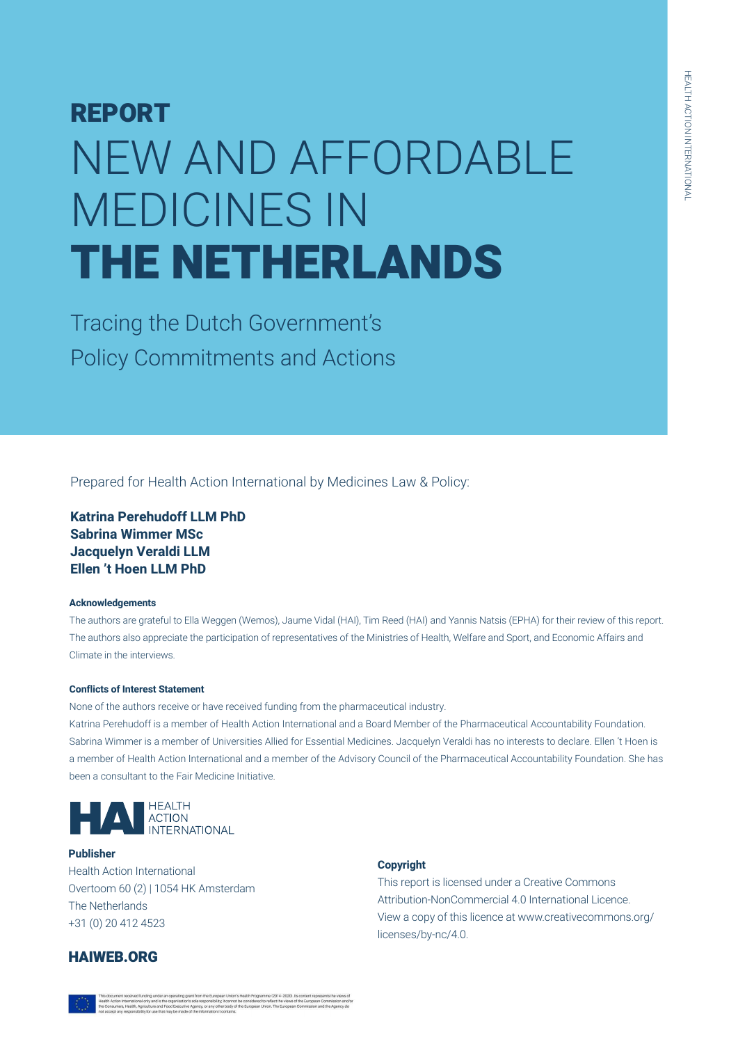# REPORT

# NEW AND AFFORDABLE MEDICINES IN THE NETHERLANDS

## Tracing the Dutch Government's Policy Commitments and Actions

Prepared for Health Action International by Medicines Law & Policy:

**Katrina Perehudoff LLM PhD**
**Sabrina Wimmer MSc**
**Jacquelyn Veraldi LLM**
**Ellen 't Hoen LLM PhD**

#### Acknowledgements

The authors are grateful to Ella Weggen (Wemos), Jaume Vidal (HAI), Tim Reed (HAI) and Yannis Natsis (EPHA) for their review of this report. The authors also appreciate the participation of representatives of the Ministries of Health, Welfare and Sport, and Economic Affairs and Climate in the interviews.

#### Conflicts of Interest Statement

None of the authors receive or have received funding from the pharmaceutical industry.
Katrina Perehudoff is a member of Health Action International and a Board Member of the Pharmaceutical Accountability Foundation. Sabrina Wimmer is a member of Universities Allied for Essential Medicines. Jacquelyn Veraldi has no interests to declare. Ellen 't Hoen is a member of Health Action International and a member of the Advisory Council of the Pharmaceutical Accountability Foundation. She has been a consultant to the Fair Medicine Initiative.

HEALTH ACTION INTERNATIONAL

**Publisher**
Health Action International
Overtoom 60 (2) | 1054 HK Amsterdam
The Netherlands
+31 (0) 20 412 4523

**HAIWEB.ORG**

**Copyright**
This report is licensed under a Creative Commons Attribution-NonCommercial 4.0 International Licence. View a copy of this licence at www.creativecommons.org/licenses/by-nc/4.0.

This document received funding under an operating grant from the European Union's Health Programme (2014–2020). Its content represents the views of Health Action International only and is the organisation's sole responsibility; it cannot be considered to reflect the views of the European Commission and/or the Consumers, Health, Agriculture and Food Executive Agency, or any other body of the European Union. The European Commission and the Agency do not accept any responsibility for use that may be made of the information it contains.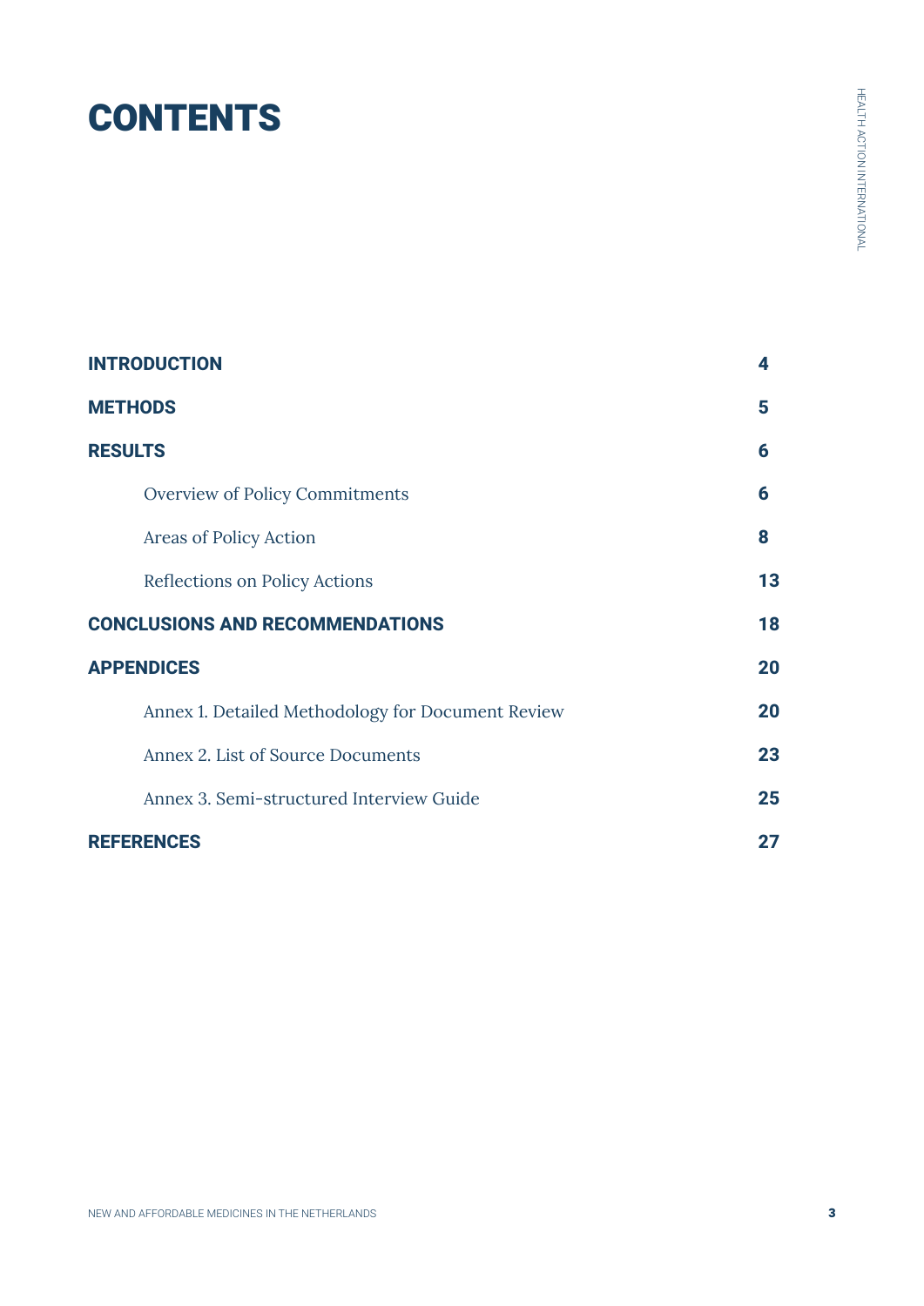# CONTENTS

| | |
|---|---|
| **INTRODUCTION** | **4** |
| **METHODS** | **5** |
| **RESULTS** | **6** |
| Overview of Policy Commitments | **6** |
| Areas of Policy Action | **8** |
| Reflections on Policy Actions | **13** |
| **CONCLUSIONS AND RECOMMENDATIONS** | **18** |
| **APPENDICES** | **20** |
| Annex 1. Detailed Methodology for Document Review | **20** |
| Annex 2. List of Source Documents | **23** |
| Annex 3. Semi-structured Interview Guide | **25** |
| **REFERENCES** | **27** |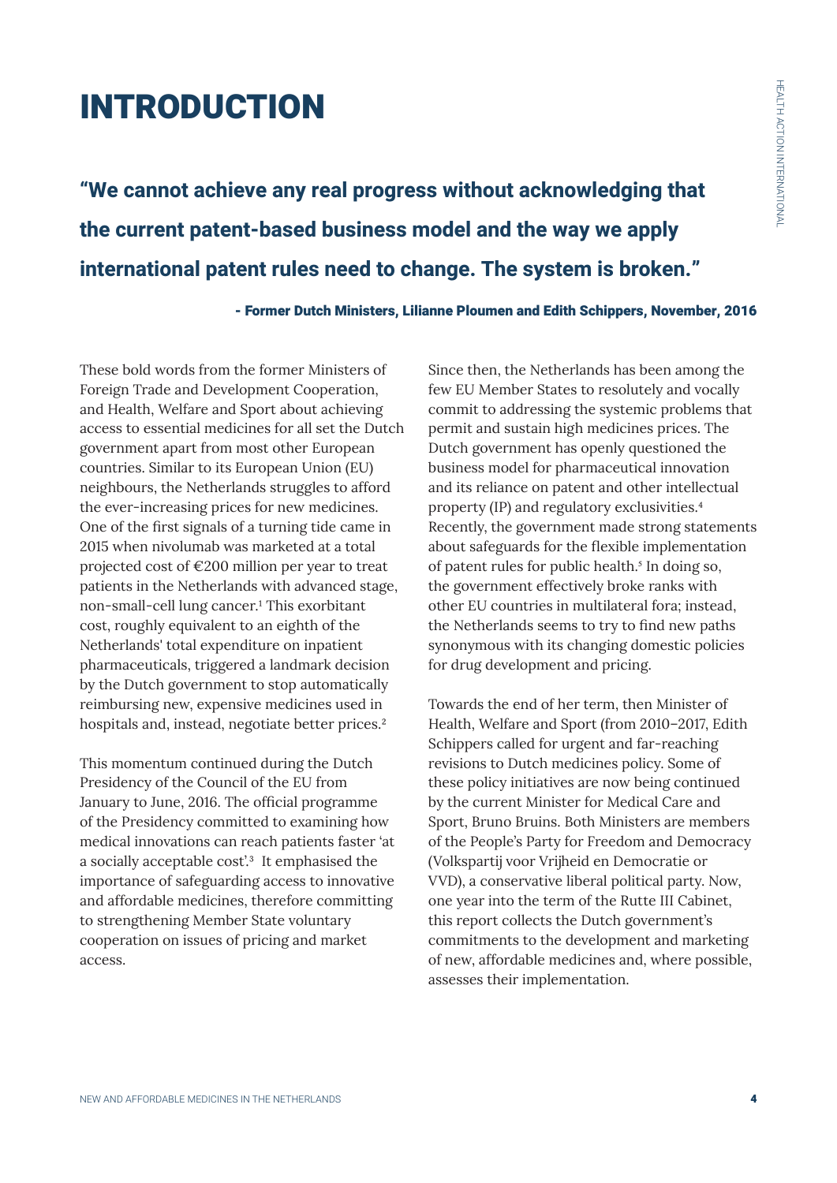# INTRODUCTION

**“We cannot achieve any real progress without acknowledging that the current patent-based business model and the way we apply international patent rules need to change. The system is broken.”**

**- Former Dutch Ministers, Lilianne Ploumen and Edith Schippers, November, 2016**

These bold words from the former Ministers of Foreign Trade and Development Cooperation, and Health, Welfare and Sport about achieving access to essential medicines for all set the Dutch government apart from most other European countries. Similar to its European Union (EU) neighbours, the Netherlands struggles to afford the ever-increasing prices for new medicines. One of the first signals of a turning tide came in 2015 when nivolumab was marketed at a total projected cost of €200 million per year to treat patients in the Netherlands with advanced stage, non-small-cell lung cancer.[1] This exorbitant cost, roughly equivalent to an eighth of the Netherlands' total expenditure on inpatient pharmaceuticals, triggered a landmark decision by the Dutch government to stop automatically reimbursing new, expensive medicines used in hospitals and, instead, negotiate better prices.[2]

This momentum continued during the Dutch Presidency of the Council of the EU from January to June, 2016. The official programme of the Presidency committed to examining how medical innovations can reach patients faster ‘at a socially acceptable cost’.[3] It emphasised the importance of safeguarding access to innovative and affordable medicines, therefore committing to strengthening Member State voluntary cooperation on issues of pricing and market access.

Since then, the Netherlands has been among the few EU Member States to resolutely and vocally commit to addressing the systemic problems that permit and sustain high medicines prices. The Dutch government has openly questioned the business model for pharmaceutical innovation and its reliance on patent and other intellectual property (IP) and regulatory exclusivities.[4] Recently, the government made strong statements about safeguards for the flexible implementation of patent rules for public health.[5] In doing so, the government effectively broke ranks with other EU countries in multilateral fora; instead, the Netherlands seems to try to find new paths synonymous with its changing domestic policies for drug development and pricing.

Towards the end of her term, then Minister of Health, Welfare and Sport (from 2010–2017, Edith Schippers called for urgent and far-reaching revisions to Dutch medicines policy. Some of these policy initiatives are now being continued by the current Minister for Medical Care and Sport, Bruno Bruins. Both Ministers are members of the People’s Party for Freedom and Democracy (Volkspartij voor Vrijheid en Democratie or VVD), a conservative liberal political party. Now, one year into the term of the Rutte III Cabinet, this report collects the Dutch government’s commitments to the development and marketing of new, affordable medicines and, where possible, assesses their implementation.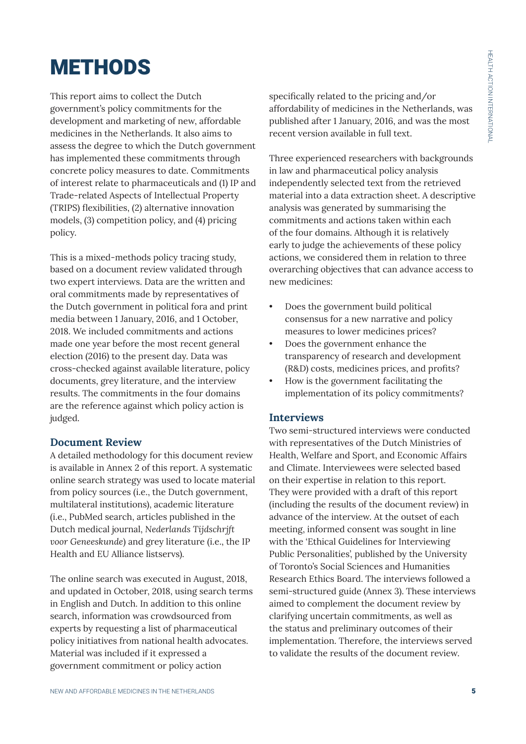# METHODS

This report aims to collect the Dutch government's policy commitments for the development and marketing of new, affordable medicines in the Netherlands. It also aims to assess the degree to which the Dutch government has implemented these commitments through concrete policy measures to date. Commitments of interest relate to pharmaceuticals and (1) IP and Trade-related Aspects of Intellectual Property (TRIPS) flexibilities, (2) alternative innovation models, (3) competition policy, and (4) pricing policy.

This is a mixed-methods policy tracing study, based on a document review validated through two expert interviews. Data are the written and oral commitments made by representatives of the Dutch government in political fora and print media between 1 January, 2016, and 1 October, 2018. We included commitments and actions made one year before the most recent general election (2016) to the present day. Data was cross-checked against available literature, policy documents, grey literature, and the interview results. The commitments in the four domains are the reference against which policy action is judged.

### Document Review

A detailed methodology for this document review is available in Annex 2 of this report. A systematic online search strategy was used to locate material from policy sources (i.e., the Dutch government, multilateral institutions), academic literature (i.e., PubMed search, articles published in the Dutch medical journal, *Nederlands Tijdschrjft voor Geneeskunde*) and grey literature (i.e., the IP Health and EU Alliance listservs).

The online search was executed in August, 2018, and updated in October, 2018, using search terms in English and Dutch. In addition to this online search, information was crowdsourced from experts by requesting a list of pharmaceutical policy initiatives from national health advocates. Material was included if it expressed a government commitment or policy action specifically related to the pricing and/or affordability of medicines in the Netherlands, was published after 1 January, 2016, and was the most recent version available in full text.

Three experienced researchers with backgrounds in law and pharmaceutical policy analysis independently selected text from the retrieved material into a data extraction sheet. A descriptive analysis was generated by summarising the commitments and actions taken within each of the four domains. Although it is relatively early to judge the achievements of these policy actions, we considered them in relation to three overarching objectives that can advance access to new medicines:

- Does the government build political consensus for a new narrative and policy measures to lower medicines prices?
- Does the government enhance the transparency of research and development (R&D) costs, medicines prices, and profits?
- How is the government facilitating the implementation of its policy commitments?

### Interviews

Two semi-structured interviews were conducted with representatives of the Dutch Ministries of Health, Welfare and Sport, and Economic Affairs and Climate. Interviewees were selected based on their expertise in relation to this report. They were provided with a draft of this report (including the results of the document review) in advance of the interview. At the outset of each meeting, informed consent was sought in line with the 'Ethical Guidelines for Interviewing Public Personalities', published by the University of Toronto's Social Sciences and Humanities Research Ethics Board. The interviews followed a semi-structured guide (Annex 3). These interviews aimed to complement the document review by clarifying uncertain commitments, as well as the status and preliminary outcomes of their implementation. Therefore, the interviews served to validate the results of the document review.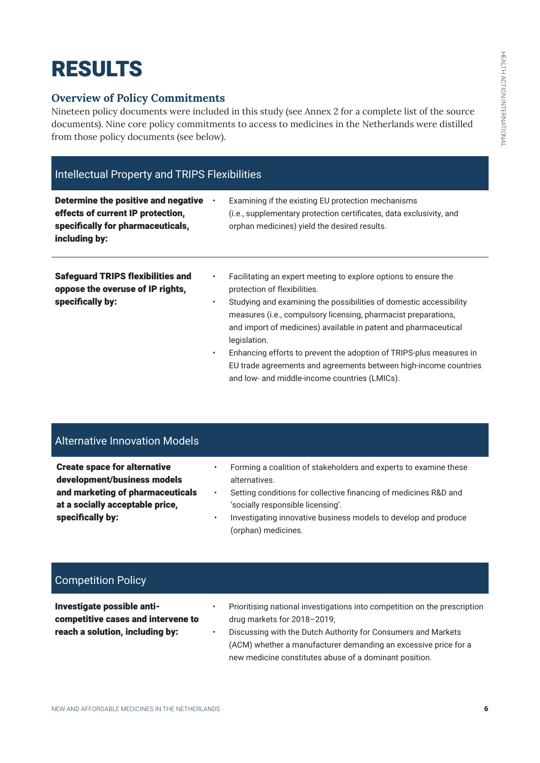# RESULTS

## Overview of Policy Commitments

Nineteen policy documents were included in this study (see Annex 2 for a complete list of the source documents). Nine core policy commitments to access to medicines in the Netherlands were distilled from those policy documents (see below).

| Intellectual Property and TRIPS Flexibilities | |
|---|---|
| **Determine the positive and negative effects of current IP protection, specifically for pharmaceuticals, including by:** | • Examining if the existing EU protection mechanisms (i.e., supplementary protection certificates, data exclusivity, and orphan medicines) yield the desired results. |
| **Safeguard TRIPS flexibilities and oppose the overuse of IP rights, specifically by:** | • Facilitating an expert meeting to explore options to ensure the protection of flexibilities.<br>• Studying and examining the possibilities of domestic accessibility measures (i.e., compulsory licensing, pharmacist preparations, and import of medicines) available in patent and pharmaceutical legislation.<br>• Enhancing efforts to prevent the adoption of TRIPS-plus measures in EU trade agreements and agreements between high-income countries and low- and middle-income countries (LMICs). |

| Alternative Innovation Models | |
|---|---|
| **Create space for alternative development/business models and marketing of pharmaceuticals at a socially acceptable price, specifically by:** | • Forming a coalition of stakeholders and experts to examine these alternatives.<br>• Setting conditions for collective financing of medicines R&D and 'socially responsible licensing'.<br>• Investigating innovative business models to develop and produce (orphan) medicines. |

| Competition Policy | |
|---|---|
| **Investigate possible anti-competitive cases and intervene to reach a solution, including by:** | • Prioritising national investigations into competition on the prescription drug markets for 2018–2019;<br>• Discussing with the Dutch Authority for Consumers and Markets (ACM) whether a manufacturer demanding an excessive price for a new medicine constitutes abuse of a dominant position. |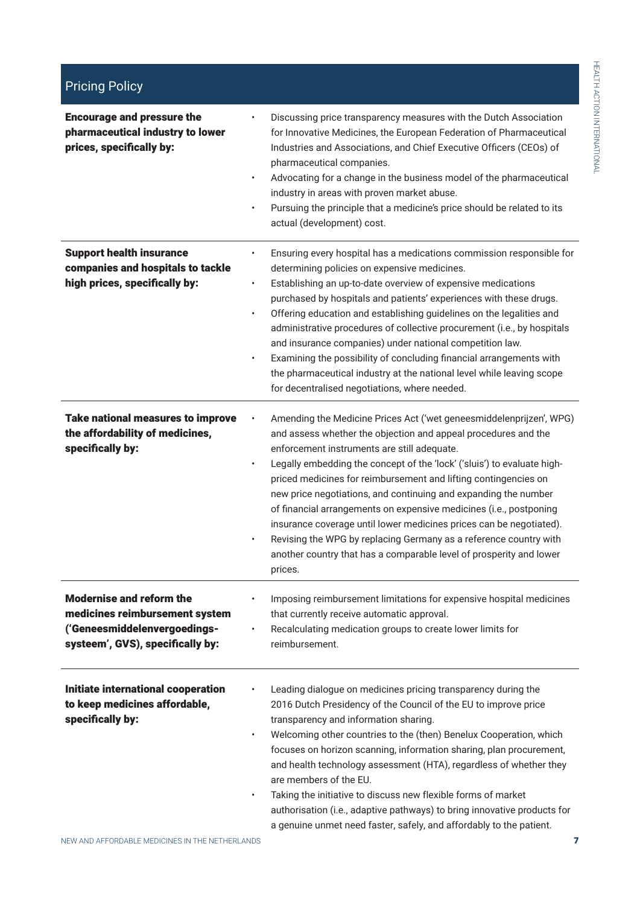## Pricing Policy

| | |
|---|---|
| **Encourage and pressure the pharmaceutical industry to lower prices, specifically by:** | • Discussing price transparency measures with the Dutch Association for Innovative Medicines, the European Federation of Pharmaceutical Industries and Associations, and Chief Executive Officers (CEOs) of pharmaceutical companies.<br>• Advocating for a change in the business model of the pharmaceutical industry in areas with proven market abuse.<br>• Pursuing the principle that a medicine's price should be related to its actual (development) cost. |
| **Support health insurance companies and hospitals to tackle high prices, specifically by:** | • Ensuring every hospital has a medications commission responsible for determining policies on expensive medicines.<br>• Establishing an up-to-date overview of expensive medications purchased by hospitals and patients' experiences with these drugs.<br>• Offering education and establishing guidelines on the legalities and administrative procedures of collective procurement (i.e., by hospitals and insurance companies) under national competition law.<br>• Examining the possibility of concluding financial arrangements with the pharmaceutical industry at the national level while leaving scope for decentralised negotiations, where needed. |
| **Take national measures to improve the affordability of medicines, specifically by:** | • Amending the Medicine Prices Act ('wet geneesmiddelenprijzen', WPG) and assess whether the objection and appeal procedures and the enforcement instruments are still adequate.<br>• Legally embedding the concept of the 'lock' ('sluis') to evaluate high-priced medicines for reimbursement and lifting contingencies on new price negotiations, and continuing and expanding the number of financial arrangements on expensive medicines (i.e., postponing insurance coverage until lower medicines prices can be negotiated).<br>• Revising the WPG by replacing Germany as a reference country with another country that has a comparable level of prosperity and lower prices. |
| **Modernise and reform the medicines reimbursement system ('Geneesmiddelenvergoedings-systeem', GVS), specifically by:** | • Imposing reimbursement limitations for expensive hospital medicines that currently receive automatic approval.<br>• Recalculating medication groups to create lower limits for reimbursement. |
| **Initiate international cooperation to keep medicines affordable, specifically by:** | • Leading dialogue on medicines pricing transparency during the 2016 Dutch Presidency of the Council of the EU to improve price transparency and information sharing.<br>• Welcoming other countries to the (then) Benelux Cooperation, which focuses on horizon scanning, information sharing, plan procurement, and health technology assessment (HTA), regardless of whether they are members of the EU.<br>• Taking the initiative to discuss new flexible forms of market authorisation (i.e., adaptive pathways) to bring innovative products for a genuine unmet need faster, safely, and affordably to the patient. |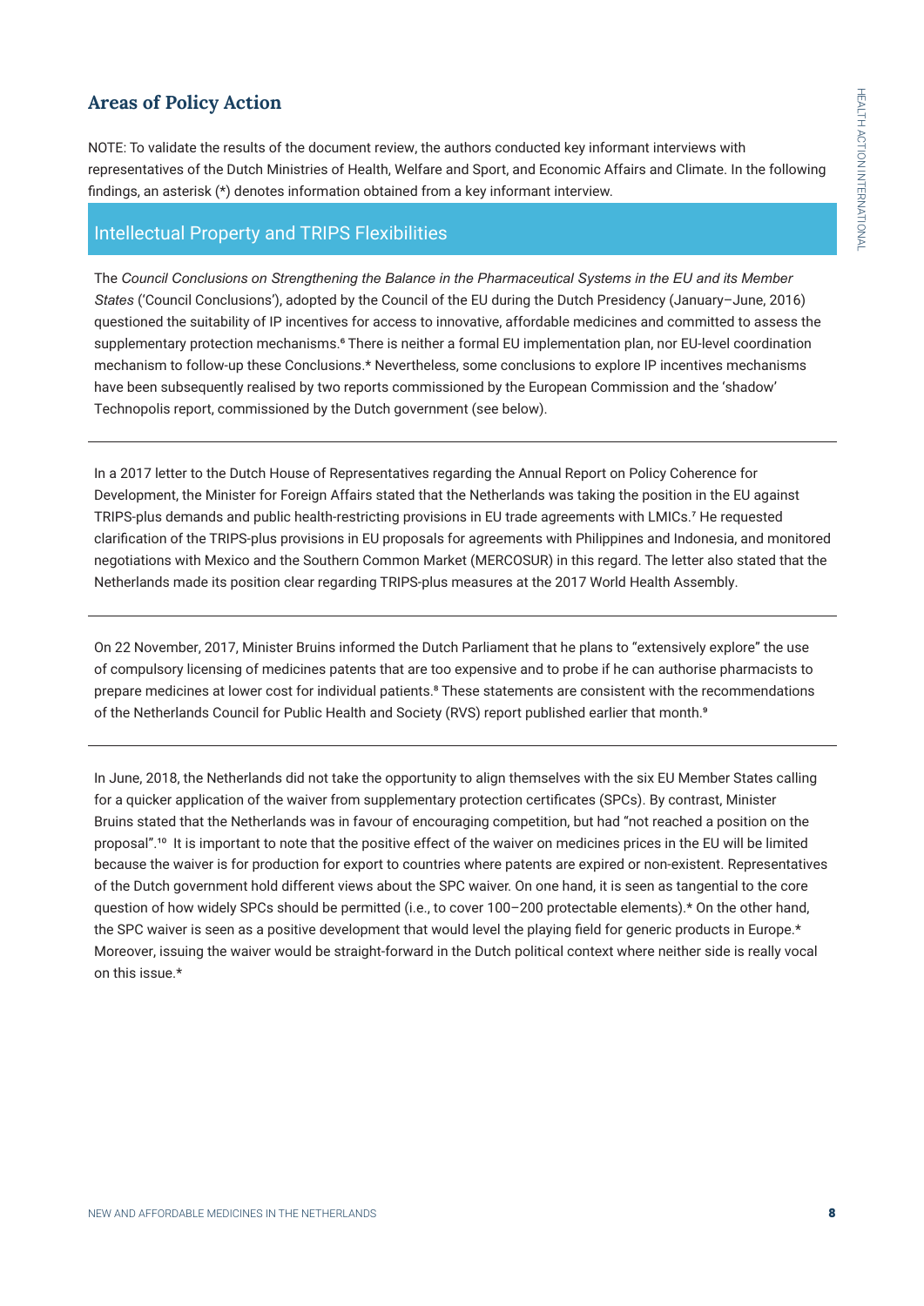## Areas of Policy Action

NOTE: To validate the results of the document review, the authors conducted key informant interviews with representatives of the Dutch Ministries of Health, Welfare and Sport, and Economic Affairs and Climate. In the following findings, an asterisk (*) denotes information obtained from a key informant interview.

### Intellectual Property and TRIPS Flexibilities

The *Council Conclusions on Strengthening the Balance in the Pharmaceutical Systems in the EU and its Member States* ('Council Conclusions'), adopted by the Council of the EU during the Dutch Presidency (January–June, 2016) questioned the suitability of IP incentives for access to innovative, affordable medicines and committed to assess the supplementary protection mechanisms.[6] There is neither a formal EU implementation plan, nor EU-level coordination mechanism to follow-up these Conclusions.* Nevertheless, some conclusions to explore IP incentives mechanisms have been subsequently realised by two reports commissioned by the European Commission and the 'shadow' Technopolis report, commissioned by the Dutch government (see below).

---

In a 2017 letter to the Dutch House of Representatives regarding the Annual Report on Policy Coherence for Development, the Minister for Foreign Affairs stated that the Netherlands was taking the position in the EU against TRIPS-plus demands and public health-restricting provisions in EU trade agreements with LMICs.[7] He requested clarification of the TRIPS-plus provisions in EU proposals for agreements with Philippines and Indonesia, and monitored negotiations with Mexico and the Southern Common Market (MERCOSUR) in this regard. The letter also stated that the Netherlands made its position clear regarding TRIPS-plus measures at the 2017 World Health Assembly.

---

On 22 November, 2017, Minister Bruins informed the Dutch Parliament that he plans to "extensively explore" the use of compulsory licensing of medicines patents that are too expensive and to probe if he can authorise pharmacists to prepare medicines at lower cost for individual patients.[8] These statements are consistent with the recommendations of the Netherlands Council for Public Health and Society (RVS) report published earlier that month.[9]

---

In June, 2018, the Netherlands did not take the opportunity to align themselves with the six EU Member States calling for a quicker application of the waiver from supplementary protection certificates (SPCs). By contrast, Minister Bruins stated that the Netherlands was in favour of encouraging competition, but had "not reached a position on the proposal".[10] It is important to note that the positive effect of the waiver on medicines prices in the EU will be limited because the waiver is for production for export to countries where patents are expired or non-existent. Representatives of the Dutch government hold different views about the SPC waiver. On one hand, it is seen as tangential to the core question of how widely SPCs should be permitted (i.e., to cover 100–200 protectable elements).* On the other hand, the SPC waiver is seen as a positive development that would level the playing field for generic products in Europe.* Moreover, issuing the waiver would be straight-forward in the Dutch political context where neither side is really vocal on this issue.*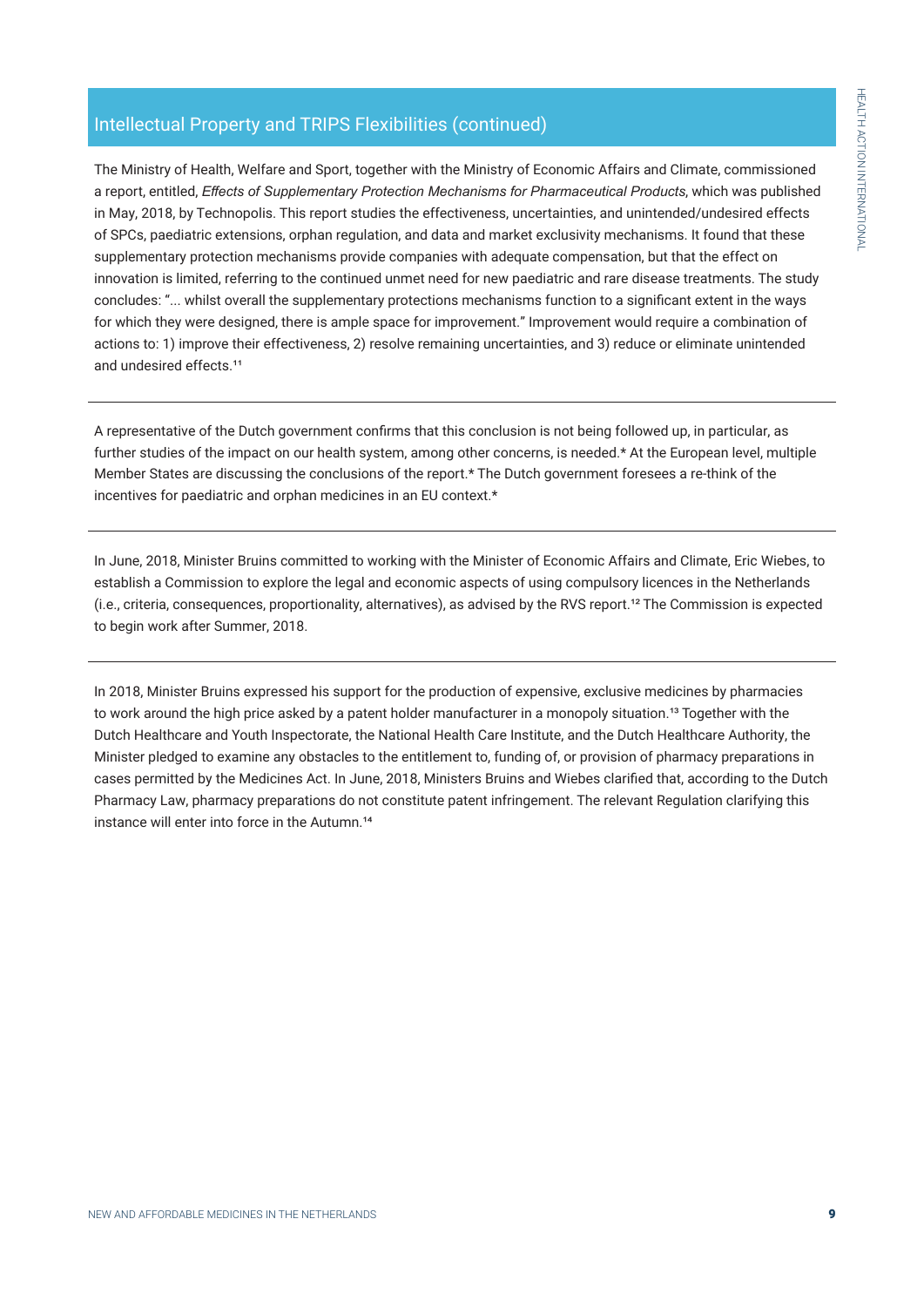## Intellectual Property and TRIPS Flexibilities (continued)

The Ministry of Health, Welfare and Sport, together with the Ministry of Economic Affairs and Climate, commissioned a report, entitled, *Effects of Supplementary Protection Mechanisms for Pharmaceutical Products*, which was published in May, 2018, by Technopolis. This report studies the effectiveness, uncertainties, and unintended/undesired effects of SPCs, paediatric extensions, orphan regulation, and data and market exclusivity mechanisms. It found that these supplementary protection mechanisms provide companies with adequate compensation, but that the effect on innovation is limited, referring to the continued unmet need for new paediatric and rare disease treatments. The study concludes: "... whilst overall the supplementary protections mechanisms function to a significant extent in the ways for which they were designed, there is ample space for improvement." Improvement would require a combination of actions to: 1) improve their effectiveness, 2) resolve remaining uncertainties, and 3) reduce or eliminate unintended and undesired effects.[11]

---

A representative of the Dutch government confirms that this conclusion is not being followed up, in particular, as further studies of the impact on our health system, among other concerns, is needed.* At the European level, multiple Member States are discussing the conclusions of the report.* The Dutch government foresees a re-think of the incentives for paediatric and orphan medicines in an EU context.*

---

In June, 2018, Minister Bruins committed to working with the Minister of Economic Affairs and Climate, Eric Wiebes, to establish a Commission to explore the legal and economic aspects of using compulsory licences in the Netherlands (i.e., criteria, consequences, proportionality, alternatives), as advised by the RVS report.[12] The Commission is expected to begin work after Summer, 2018.

---

In 2018, Minister Bruins expressed his support for the production of expensive, exclusive medicines by pharmacies to work around the high price asked by a patent holder manufacturer in a monopoly situation.[13] Together with the Dutch Healthcare and Youth Inspectorate, the National Health Care Institute, and the Dutch Healthcare Authority, the Minister pledged to examine any obstacles to the entitlement to, funding of, or provision of pharmacy preparations in cases permitted by the Medicines Act. In June, 2018, Ministers Bruins and Wiebes clarified that, according to the Dutch Pharmacy Law, pharmacy preparations do not constitute patent infringement. The relevant Regulation clarifying this instance will enter into force in the Autumn.[14]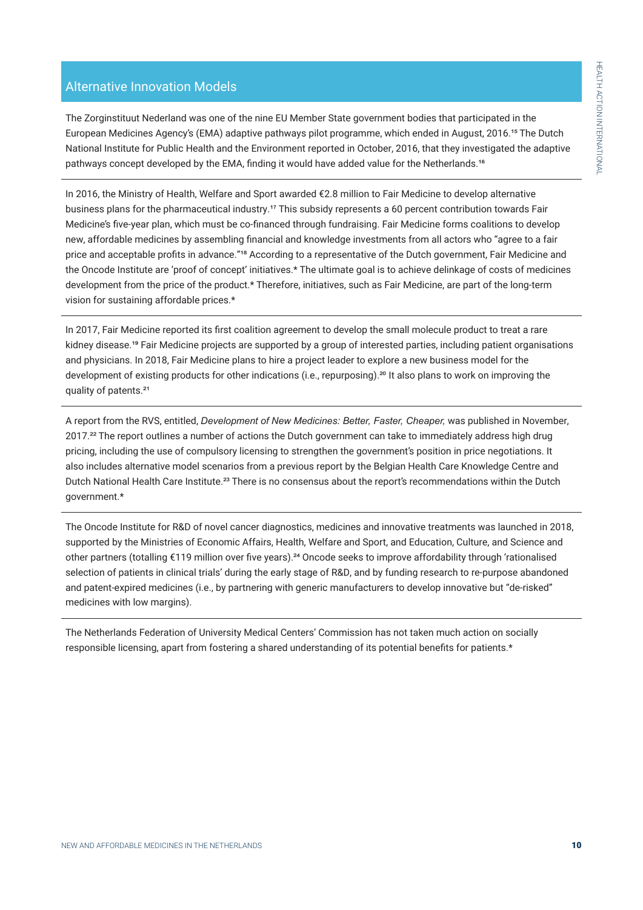## Alternative Innovation Models

The Zorginstituut Nederland was one of the nine EU Member State government bodies that participated in the European Medicines Agency's (EMA) adaptive pathways pilot programme, which ended in August, 2016.[15] The Dutch National Institute for Public Health and the Environment reported in October, 2016, that they investigated the adaptive pathways concept developed by the EMA, finding it would have added value for the Netherlands.[16]

In 2016, the Ministry of Health, Welfare and Sport awarded €2.8 million to Fair Medicine to develop alternative business plans for the pharmaceutical industry.[17] This subsidy represents a 60 percent contribution towards Fair Medicine's five-year plan, which must be co-financed through fundraising. Fair Medicine forms coalitions to develop new, affordable medicines by assembling financial and knowledge investments from all actors who "agree to a fair price and acceptable profits in advance."[18] According to a representative of the Dutch government, Fair Medicine and the Oncode Institute are 'proof of concept' initiatives.* The ultimate goal is to achieve delinkage of costs of medicines development from the price of the product.* Therefore, initiatives, such as Fair Medicine, are part of the long-term vision for sustaining affordable prices.*

In 2017, Fair Medicine reported its first coalition agreement to develop the small molecule product to treat a rare kidney disease.[19] Fair Medicine projects are supported by a group of interested parties, including patient organisations and physicians. In 2018, Fair Medicine plans to hire a project leader to explore a new business model for the development of existing products for other indications (i.e., repurposing).[20] It also plans to work on improving the quality of patents.[21]

A report from the RVS, entitled, *Development of New Medicines: Better, Faster, Cheaper,* was published in November, 2017.[22] The report outlines a number of actions the Dutch government can take to immediately address high drug pricing, including the use of compulsory licensing to strengthen the government's position in price negotiations. It also includes alternative model scenarios from a previous report by the Belgian Health Care Knowledge Centre and Dutch National Health Care Institute.[23] There is no consensus about the report's recommendations within the Dutch government.*

The Oncode Institute for R&D of novel cancer diagnostics, medicines and innovative treatments was launched in 2018, supported by the Ministries of Economic Affairs, Health, Welfare and Sport, and Education, Culture, and Science and other partners (totalling €119 million over five years).[24] Oncode seeks to improve affordability through 'rationalised selection of patients in clinical trials' during the early stage of R&D, and by funding research to re-purpose abandoned and patent-expired medicines (i.e., by partnering with generic manufacturers to develop innovative but "de-risked" medicines with low margins).

The Netherlands Federation of University Medical Centers' Commission has not taken much action on socially responsible licensing, apart from fostering a shared understanding of its potential benefits for patients.*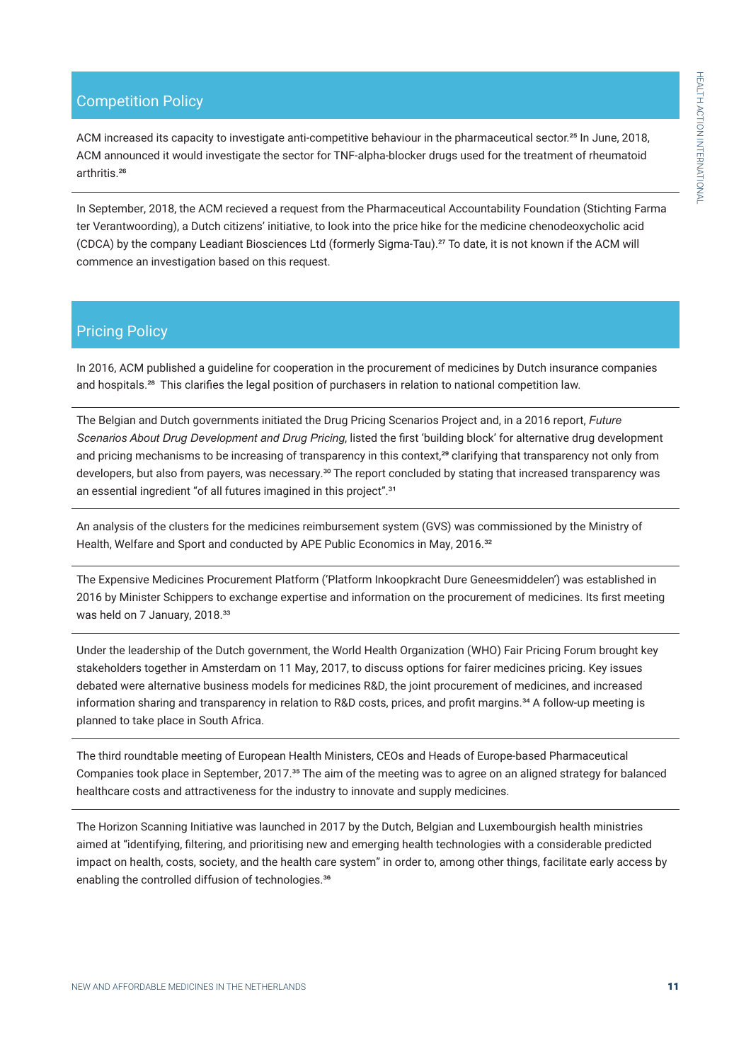## Competition Policy

ACM increased its capacity to investigate anti-competitive behaviour in the pharmaceutical sector.[25] In June, 2018, ACM announced it would investigate the sector for TNF-alpha-blocker drugs used for the treatment of rheumatoid arthritis.[26]

In September, 2018, the ACM recieved a request from the Pharmaceutical Accountability Foundation (Stichting Farma ter Verantwoording), a Dutch citizens' initiative, to look into the price hike for the medicine chenodeoxycholic acid (CDCA) by the company Leadiant Biosciences Ltd (formerly Sigma-Tau).[27] To date, it is not known if the ACM will commence an investigation based on this request.

## Pricing Policy

In 2016, ACM published a guideline for cooperation in the procurement of medicines by Dutch insurance companies and hospitals.[28] This clarifies the legal position of purchasers in relation to national competition law.

The Belgian and Dutch governments initiated the Drug Pricing Scenarios Project and, in a 2016 report, *Future Scenarios About Drug Development and Drug Pricing*, listed the first 'building block' for alternative drug development and pricing mechanisms to be increasing of transparency in this context,[29] clarifying that transparency not only from developers, but also from payers, was necessary.[30] The report concluded by stating that increased transparency was an essential ingredient "of all futures imagined in this project".[31]

An analysis of the clusters for the medicines reimbursement system (GVS) was commissioned by the Ministry of Health, Welfare and Sport and conducted by APE Public Economics in May, 2016.[32]

The Expensive Medicines Procurement Platform ('Platform Inkoopkracht Dure Geneesmiddelen') was established in 2016 by Minister Schippers to exchange expertise and information on the procurement of medicines. Its first meeting was held on 7 January, 2018.[33]

Under the leadership of the Dutch government, the World Health Organization (WHO) Fair Pricing Forum brought key stakeholders together in Amsterdam on 11 May, 2017, to discuss options for fairer medicines pricing. Key issues debated were alternative business models for medicines R&D, the joint procurement of medicines, and increased information sharing and transparency in relation to R&D costs, prices, and profit margins.[34] A follow-up meeting is planned to take place in South Africa.

The third roundtable meeting of European Health Ministers, CEOs and Heads of Europe-based Pharmaceutical Companies took place in September, 2017.[35] The aim of the meeting was to agree on an aligned strategy for balanced healthcare costs and attractiveness for the industry to innovate and supply medicines.

The Horizon Scanning Initiative was launched in 2017 by the Dutch, Belgian and Luxembourgish health ministries aimed at "identifying, filtering, and prioritising new and emerging health technologies with a considerable predicted impact on health, costs, society, and the health care system" in order to, among other things, facilitate early access by enabling the controlled diffusion of technologies.[36]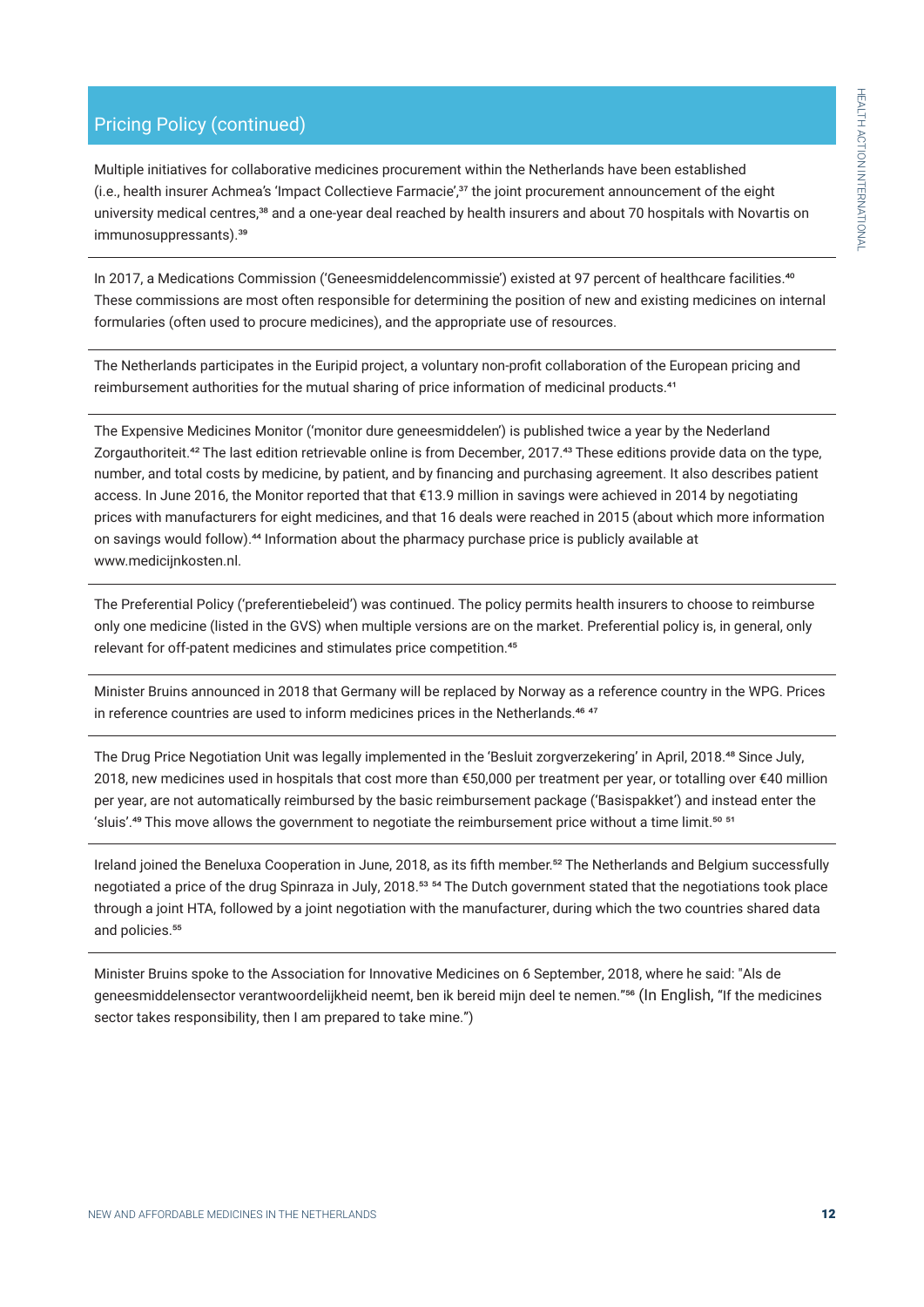## Pricing Policy (continued)

Multiple initiatives for collaborative medicines procurement within the Netherlands have been established (i.e., health insurer Achmea's 'Impact Collectieve Farmacie',[37] the joint procurement announcement of the eight university medical centres,[38] and a one-year deal reached by health insurers and about 70 hospitals with Novartis on immunosuppressants).[39]

In 2017, a Medications Commission ('Geneesmiddelencommissie') existed at 97 percent of healthcare facilities.[40] These commissions are most often responsible for determining the position of new and existing medicines on internal formularies (often used to procure medicines), and the appropriate use of resources.

The Netherlands participates in the Euripid project, a voluntary non-profit collaboration of the European pricing and reimbursement authorities for the mutual sharing of price information of medicinal products.[41]

The Expensive Medicines Monitor ('monitor dure geneesmiddelen') is published twice a year by the Nederland Zorgauthoriteit.[42] The last edition retrievable online is from December, 2017.[43] These editions provide data on the type, number, and total costs by medicine, by patient, and by financing and purchasing agreement. It also describes patient access. In June 2016, the Monitor reported that that €13.9 million in savings were achieved in 2014 by negotiating prices with manufacturers for eight medicines, and that 16 deals were reached in 2015 (about which more information on savings would follow).[44] Information about the pharmacy purchase price is publicly available at www.medicijnkosten.nl.

The Preferential Policy ('preferentiebeleid') was continued. The policy permits health insurers to choose to reimburse only one medicine (listed in the GVS) when multiple versions are on the market. Preferential policy is, in general, only relevant for off-patent medicines and stimulates price competition.[45]

Minister Bruins announced in 2018 that Germany will be replaced by Norway as a reference country in the WPG. Prices in reference countries are used to inform medicines prices in the Netherlands.[46] [47]

The Drug Price Negotiation Unit was legally implemented in the 'Besluit zorgverzekering' in April, 2018.[48] Since July, 2018, new medicines used in hospitals that cost more than €50,000 per treatment per year, or totalling over €40 million per year, are not automatically reimbursed by the basic reimbursement package ('Basispakket') and instead enter the 'sluis'.[49] This move allows the government to negotiate the reimbursement price without a time limit.[50] [51]

Ireland joined the Beneluxa Cooperation in June, 2018, as its fifth member.[52] The Netherlands and Belgium successfully negotiated a price of the drug Spinraza in July, 2018.[53] [54] The Dutch government stated that the negotiations took place through a joint HTA, followed by a joint negotiation with the manufacturer, during which the two countries shared data and policies.[55]

Minister Bruins spoke to the Association for Innovative Medicines on 6 September, 2018, where he said: "Als de geneesmiddelensector verantwoordelijkheid neemt, ben ik bereid mijn deel te nemen."[56] (In English, "If the medicines sector takes responsibility, then I am prepared to take mine.")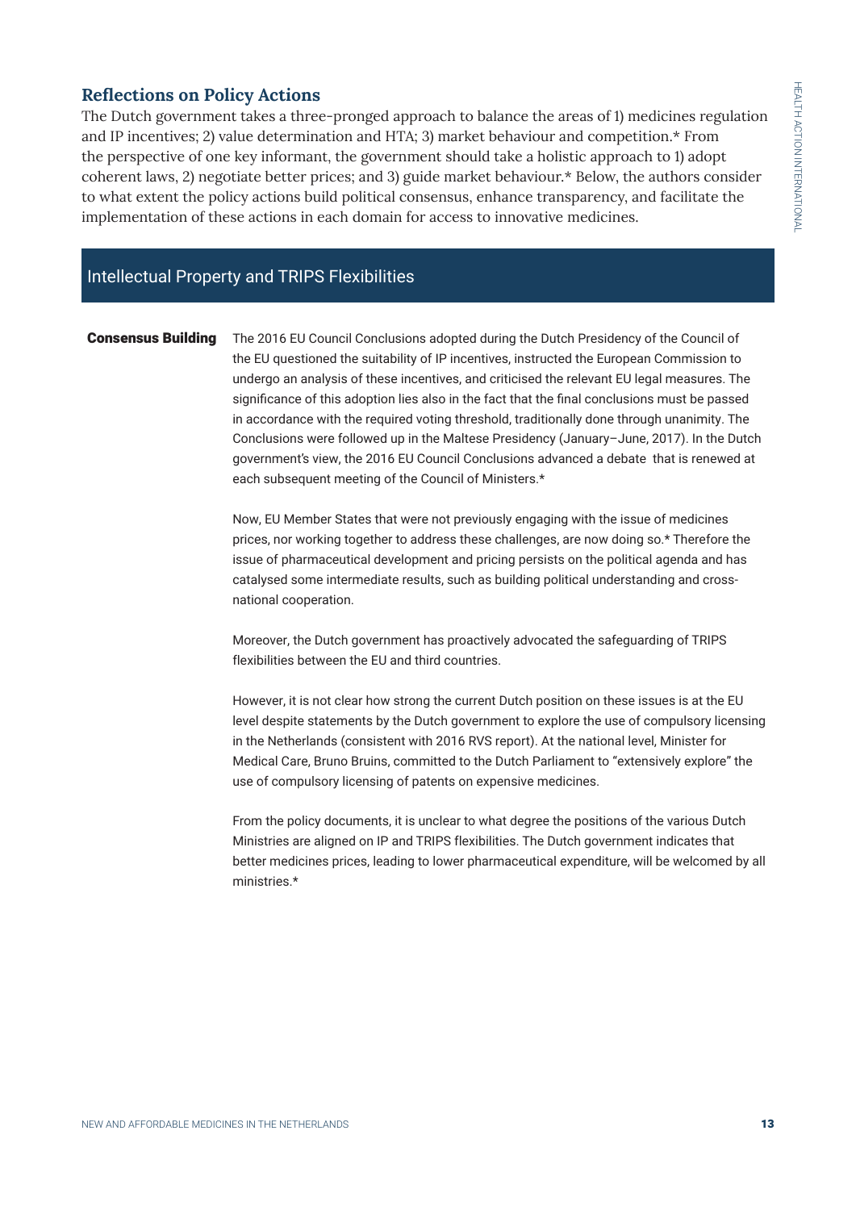## Reflections on Policy Actions

The Dutch government takes a three-pronged approach to balance the areas of 1) medicines regulation and IP incentives; 2) value determination and HTA; 3) market behaviour and competition.* From the perspective of one key informant, the government should take a holistic approach to 1) adopt coherent laws, 2) negotiate better prices; and 3) guide market behaviour.* Below, the authors consider to what extent the policy actions build political consensus, enhance transparency, and facilitate the implementation of these actions in each domain for access to innovative medicines.

### Intellectual Property and TRIPS Flexibilities

**Consensus Building**

The 2016 EU Council Conclusions adopted during the Dutch Presidency of the Council of the EU questioned the suitability of IP incentives, instructed the European Commission to undergo an analysis of these incentives, and criticised the relevant EU legal measures. The significance of this adoption lies also in the fact that the final conclusions must be passed in accordance with the required voting threshold, traditionally done through unanimity. The Conclusions were followed up in the Maltese Presidency (January–June, 2017). In the Dutch government's view, the 2016 EU Council Conclusions advanced a debate that is renewed at each subsequent meeting of the Council of Ministers.*

Now, EU Member States that were not previously engaging with the issue of medicines prices, nor working together to address these challenges, are now doing so.* Therefore the issue of pharmaceutical development and pricing persists on the political agenda and has catalysed some intermediate results, such as building political understanding and cross-national cooperation.

Moreover, the Dutch government has proactively advocated the safeguarding of TRIPS flexibilities between the EU and third countries.

However, it is not clear how strong the current Dutch position on these issues is at the EU level despite statements by the Dutch government to explore the use of compulsory licensing in the Netherlands (consistent with 2016 RVS report). At the national level, Minister for Medical Care, Bruno Bruins, committed to the Dutch Parliament to "extensively explore" the use of compulsory licensing of patents on expensive medicines.

From the policy documents, it is unclear to what degree the positions of the various Dutch Ministries are aligned on IP and TRIPS flexibilities. The Dutch government indicates that better medicines prices, leading to lower pharmaceutical expenditure, will be welcomed by all ministries.*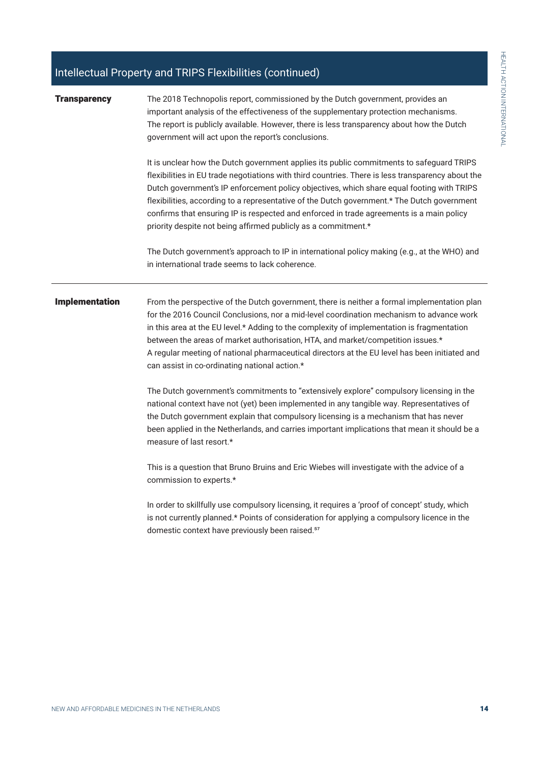## Intellectual Property and TRIPS Flexibilities (continued)

**Transparency**

The 2018 Technopolis report, commissioned by the Dutch government, provides an important analysis of the effectiveness of the supplementary protection mechanisms. The report is publicly available. However, there is less transparency about how the Dutch government will act upon the report's conclusions.

It is unclear how the Dutch government applies its public commitments to safeguard TRIPS flexibilities in EU trade negotiations with third countries. There is less transparency about the Dutch government's IP enforcement policy objectives, which share equal footing with TRIPS flexibilities, according to a representative of the Dutch government.* The Dutch government confirms that ensuring IP is respected and enforced in trade agreements is a main policy priority despite not being affirmed publicly as a commitment.*

The Dutch government's approach to IP in international policy making (e.g., at the WHO) and in international trade seems to lack coherence.

---

**Implementation**

From the perspective of the Dutch government, there is neither a formal implementation plan for the 2016 Council Conclusions, nor a mid-level coordination mechanism to advance work in this area at the EU level.* Adding to the complexity of implementation is fragmentation between the areas of market authorisation, HTA, and market/competition issues.* A regular meeting of national pharmaceutical directors at the EU level has been initiated and can assist in co-ordinating national action.*

The Dutch government's commitments to "extensively explore" compulsory licensing in the national context have not (yet) been implemented in any tangible way. Representatives of the Dutch government explain that compulsory licensing is a mechanism that has never been applied in the Netherlands, and carries important implications that mean it should be a measure of last resort.*

This is a question that Bruno Bruins and Eric Wiebes will investigate with the advice of a commission to experts.*

In order to skillfully use compulsory licensing, it requires a 'proof of concept' study, which is not currently planned.* Points of consideration for applying a compulsory licence in the domestic context have previously been raised.[57]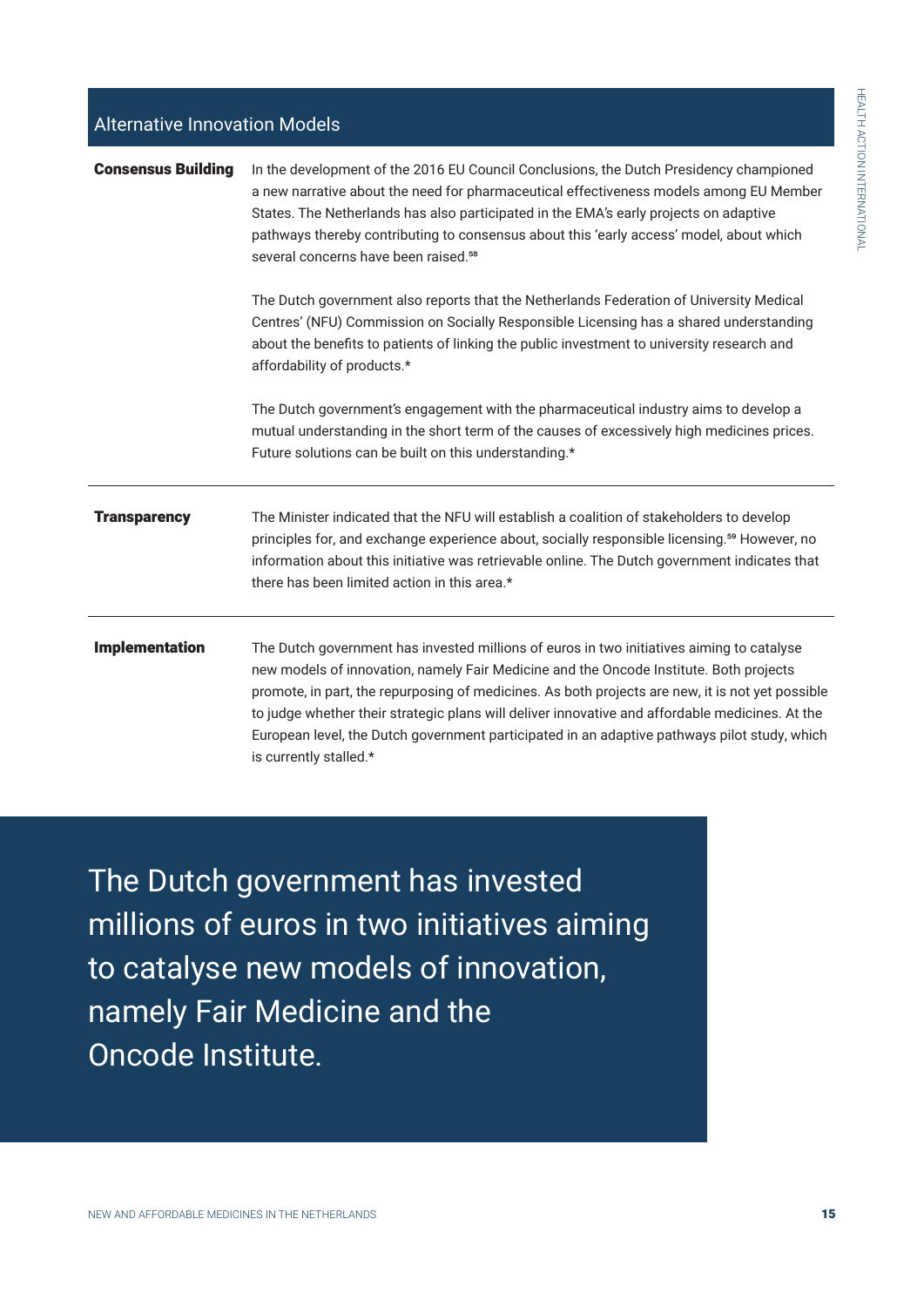| Alternative Innovation Models | |
|---|---|
| **Consensus Building** | In the development of the 2016 EU Council Conclusions, the Dutch Presidency championed a new narrative about the need for pharmaceutical effectiveness models among EU Member States. The Netherlands has also participated in the EMA's early projects on adaptive pathways thereby contributing to consensus about this 'early access' model, about which several concerns have been raised.[58] <br><br> The Dutch government also reports that the Netherlands Federation of University Medical Centres' (NFU) Commission on Socially Responsible Licensing has a shared understanding about the benefits to patients of linking the public investment to university research and affordability of products.* <br><br> The Dutch government's engagement with the pharmaceutical industry aims to develop a mutual understanding in the short term of the causes of excessively high medicines prices. Future solutions can be built on this understanding.* |
| **Transparency** | The Minister indicated that the NFU will establish a coalition of stakeholders to develop principles for, and exchange experience about, socially responsible licensing.[59] However, no information about this initiative was retrievable online. The Dutch government indicates that there has been limited action in this area.* |
| **Implementation** | The Dutch government has invested millions of euros in two initiatives aiming to catalyse new models of innovation, namely Fair Medicine and the Oncode Institute. Both projects promote, in part, the repurposing of medicines. As both projects are new, it is not yet possible to judge whether their strategic plans will deliver innovative and affordable medicines. At the European level, the Dutch government participated in an adaptive pathways pilot study, which is currently stalled.* |

> The Dutch government has invested millions of euros in two initiatives aiming to catalyse new models of innovation, namely Fair Medicine and the Oncode Institute.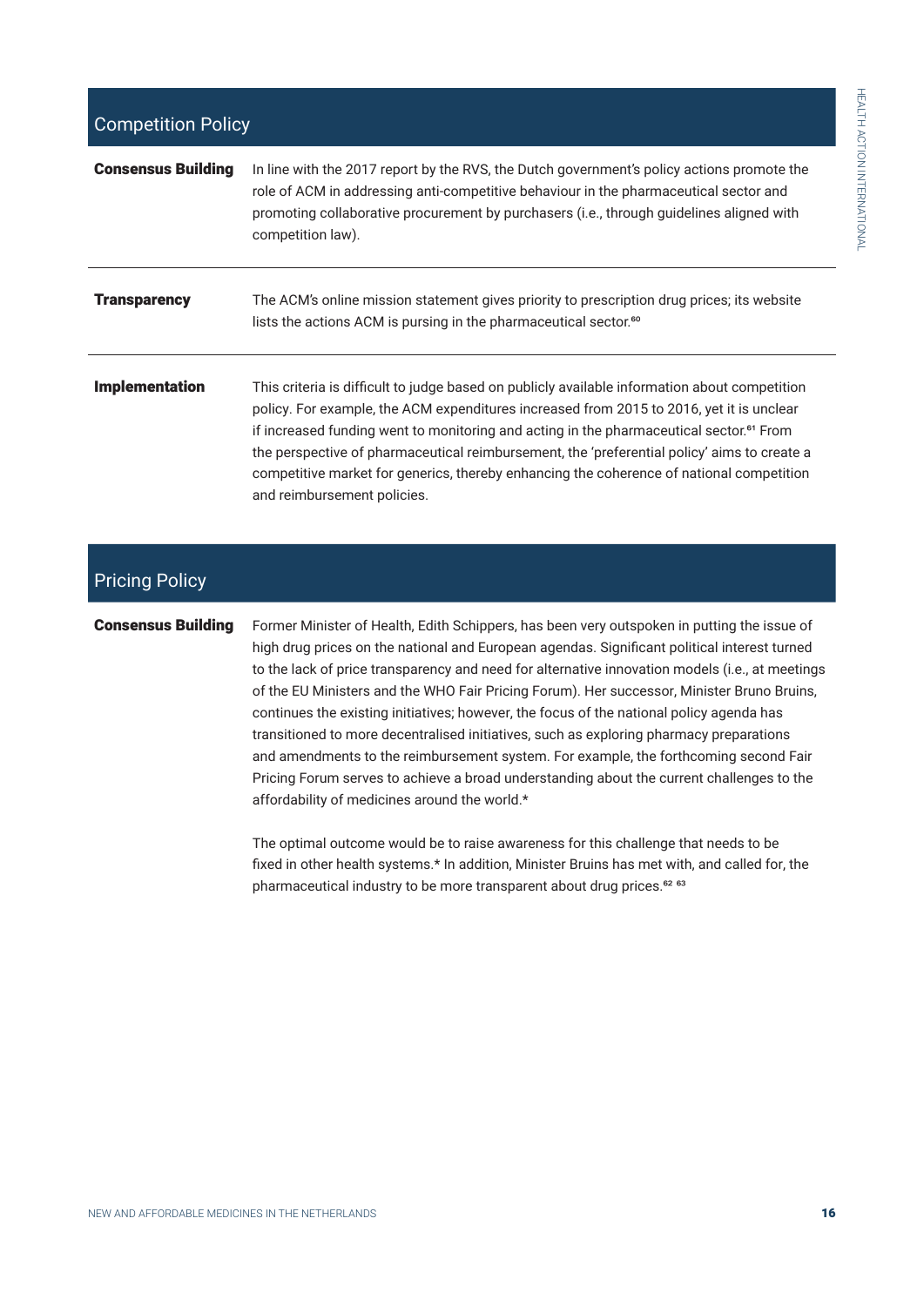## Competition Policy

**Consensus Building**

In line with the 2017 report by the RVS, the Dutch government's policy actions promote the role of ACM in addressing anti-competitive behaviour in the pharmaceutical sector and promoting collaborative procurement by purchasers (i.e., through guidelines aligned with competition law).

**Transparency**

The ACM's online mission statement gives priority to prescription drug prices; its website lists the actions ACM is pursing in the pharmaceutical sector.[60]

**Implementation**

This criteria is difficult to judge based on publicly available information about competition policy. For example, the ACM expenditures increased from 2015 to 2016, yet it is unclear if increased funding went to monitoring and acting in the pharmaceutical sector.[61] From the perspective of pharmaceutical reimbursement, the 'preferential policy' aims to create a competitive market for generics, thereby enhancing the coherence of national competition and reimbursement policies.

## Pricing Policy

**Consensus Building**

Former Minister of Health, Edith Schippers, has been very outspoken in putting the issue of high drug prices on the national and European agendas. Significant political interest turned to the lack of price transparency and need for alternative innovation models (i.e., at meetings of the EU Ministers and the WHO Fair Pricing Forum). Her successor, Minister Bruno Bruins, continues the existing initiatives; however, the focus of the national policy agenda has transitioned to more decentralised initiatives, such as exploring pharmacy preparations and amendments to the reimbursement system. For example, the forthcoming second Fair Pricing Forum serves to achieve a broad understanding about the current challenges to the affordability of medicines around the world.*

The optimal outcome would be to raise awareness for this challenge that needs to be fixed in other health systems.* In addition, Minister Bruins has met with, and called for, the pharmaceutical industry to be more transparent about drug prices.[62] [63]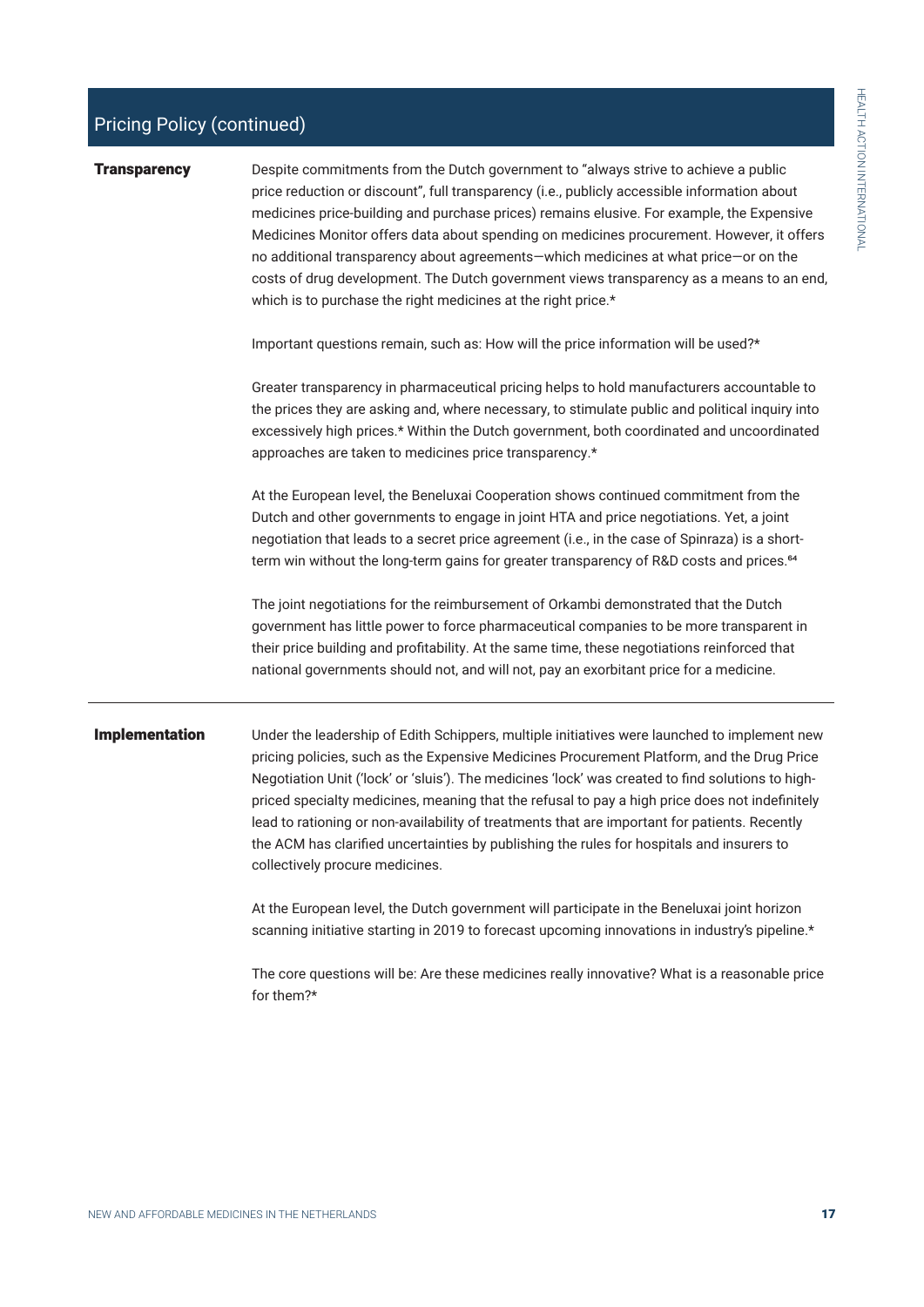## Pricing Policy (continued)

**Transparency**

Despite commitments from the Dutch government to "always strive to achieve a public price reduction or discount", full transparency (i.e., publicly accessible information about medicines price-building and purchase prices) remains elusive. For example, the Expensive Medicines Monitor offers data about spending on medicines procurement. However, it offers no additional transparency about agreements—which medicines at what price—or on the costs of drug development. The Dutch government views transparency as a means to an end, which is to purchase the right medicines at the right price.*

Important questions remain, such as: How will the price information will be used?*

Greater transparency in pharmaceutical pricing helps to hold manufacturers accountable to the prices they are asking and, where necessary, to stimulate public and political inquiry into excessively high prices.* Within the Dutch government, both coordinated and uncoordinated approaches are taken to medicines price transparency.*

At the European level, the Beneluxai Cooperation shows continued commitment from the Dutch and other governments to engage in joint HTA and price negotiations. Yet, a joint negotiation that leads to a secret price agreement (i.e., in the case of Spinraza) is a short-term win without the long-term gains for greater transparency of R&D costs and prices.[64]

The joint negotiations for the reimbursement of Orkambi demonstrated that the Dutch government has little power to force pharmaceutical companies to be more transparent in their price building and profitability. At the same time, these negotiations reinforced that national governments should not, and will not, pay an exorbitant price for a medicine.

---

**Implementation**

Under the leadership of Edith Schippers, multiple initiatives were launched to implement new pricing policies, such as the Expensive Medicines Procurement Platform, and the Drug Price Negotiation Unit ('lock' or 'sluis'). The medicines 'lock' was created to find solutions to high-priced specialty medicines, meaning that the refusal to pay a high price does not indefinitely lead to rationing or non-availability of treatments that are important for patients. Recently the ACM has clarified uncertainties by publishing the rules for hospitals and insurers to collectively procure medicines.

At the European level, the Dutch government will participate in the Beneluxai joint horizon scanning initiative starting in 2019 to forecast upcoming innovations in industry's pipeline.*

The core questions will be: Are these medicines really innovative? What is a reasonable price for them?*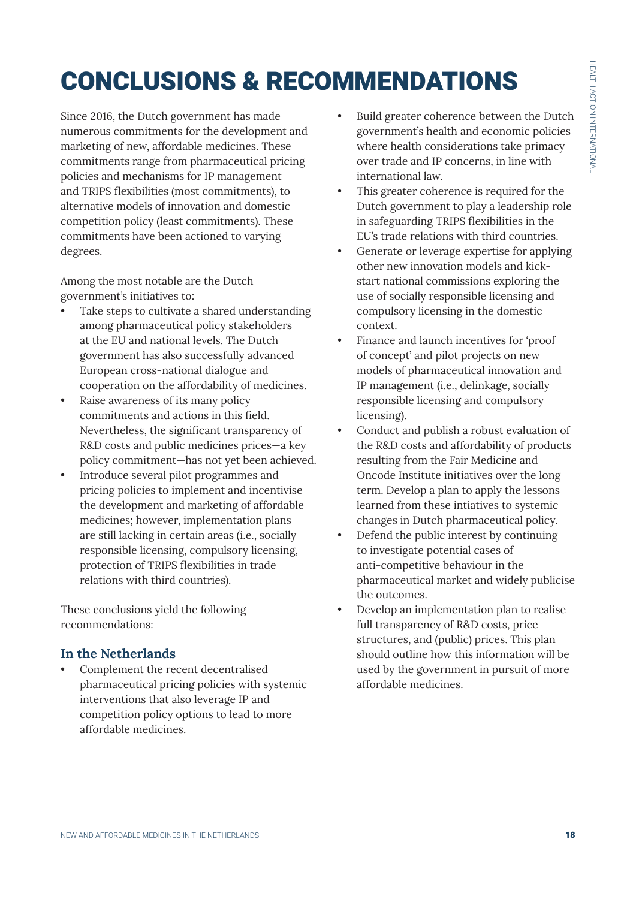# CONCLUSIONS & RECOMMENDATIONS

Since 2016, the Dutch government has made numerous commitments for the development and marketing of new, affordable medicines. These commitments range from pharmaceutical pricing policies and mechanisms for IP management and TRIPS flexibilities (most commitments), to alternative models of innovation and domestic competition policy (least commitments). These commitments have been actioned to varying degrees.

Among the most notable are the Dutch government's initiatives to:

- Take steps to cultivate a shared understanding among pharmaceutical policy stakeholders at the EU and national levels. The Dutch government has also successfully advanced European cross-national dialogue and cooperation on the affordability of medicines.
- Raise awareness of its many policy commitments and actions in this field. Nevertheless, the significant transparency of R&D costs and public medicines prices—a key policy commitment—has not yet been achieved.
- Introduce several pilot programmes and pricing policies to implement and incentivise the development and marketing of affordable medicines; however, implementation plans are still lacking in certain areas (i.e., socially responsible licensing, compulsory licensing, protection of TRIPS flexibilities in trade relations with third countries).

These conclusions yield the following recommendations:

### In the Netherlands

- Complement the recent decentralised pharmaceutical pricing policies with systemic interventions that also leverage IP and competition policy options to lead to more affordable medicines.
- Build greater coherence between the Dutch government's health and economic policies where health considerations take primacy over trade and IP concerns, in line with international law.
- This greater coherence is required for the Dutch government to play a leadership role in safeguarding TRIPS flexibilities in the EU's trade relations with third countries.
- Generate or leverage expertise for applying other new innovation models and kick-start national commissions exploring the use of socially responsible licensing and compulsory licensing in the domestic context.
- Finance and launch incentives for 'proof of concept' and pilot projects on new models of pharmaceutical innovation and IP management (i.e., delinkage, socially responsible licensing and compulsory licensing).
- Conduct and publish a robust evaluation of the R&D costs and affordability of products resulting from the Fair Medicine and Oncode Institute initiatives over the long term. Develop a plan to apply the lessons learned from these intiatives to systemic changes in Dutch pharmaceutical policy.
- Defend the public interest by continuing to investigate potential cases of anti-competitive behaviour in the pharmaceutical market and widely publicise the outcomes.
- Develop an implementation plan to realise full transparency of R&D costs, price structures, and (public) prices. This plan should outline how this information will be used by the government in pursuit of more affordable medicines.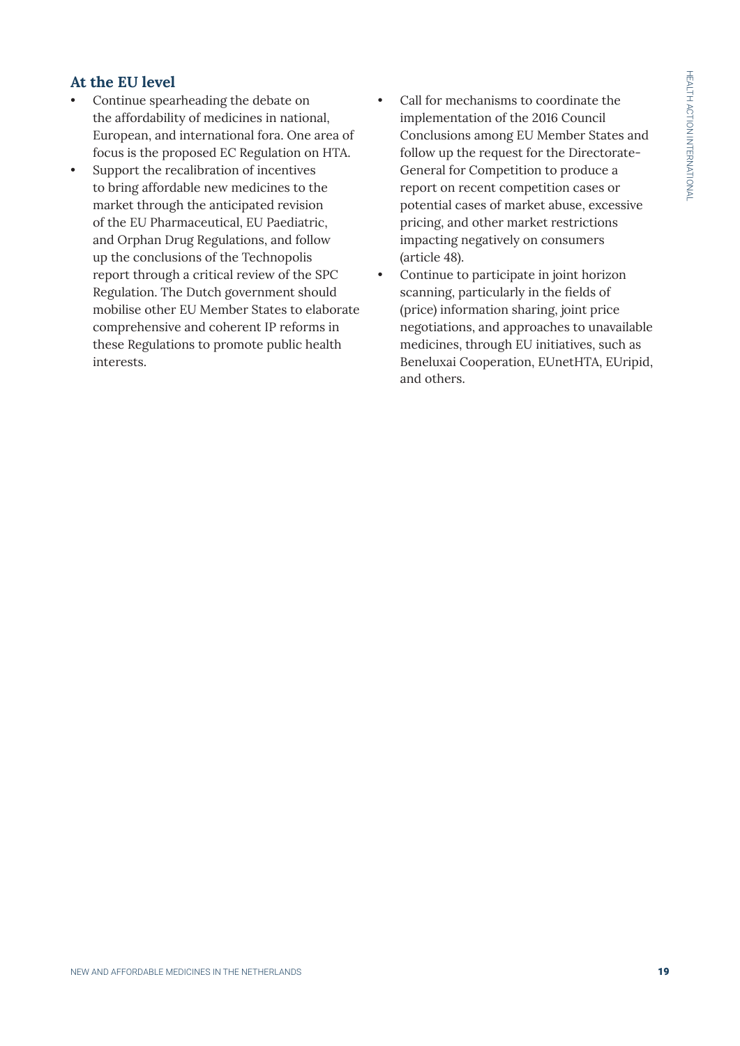## At the EU level

- Continue spearheading the debate on the affordability of medicines in national, European, and international fora. One area of focus is the proposed EC Regulation on HTA.
- Support the recalibration of incentives to bring affordable new medicines to the market through the anticipated revision of the EU Pharmaceutical, EU Paediatric, and Orphan Drug Regulations, and follow up the conclusions of the Technopolis report through a critical review of the SPC Regulation. The Dutch government should mobilise other EU Member States to elaborate comprehensive and coherent IP reforms in these Regulations to promote public health interests.
- Call for mechanisms to coordinate the implementation of the 2016 Council Conclusions among EU Member States and follow up the request for the Directorate-General for Competition to produce a report on recent competition cases or potential cases of market abuse, excessive pricing, and other market restrictions impacting negatively on consumers (article 48).
- Continue to participate in joint horizon scanning, particularly in the fields of (price) information sharing, joint price negotiations, and approaches to unavailable medicines, through EU initiatives, such as Beneluxai Cooperation, EUnetHTA, EUripid, and others.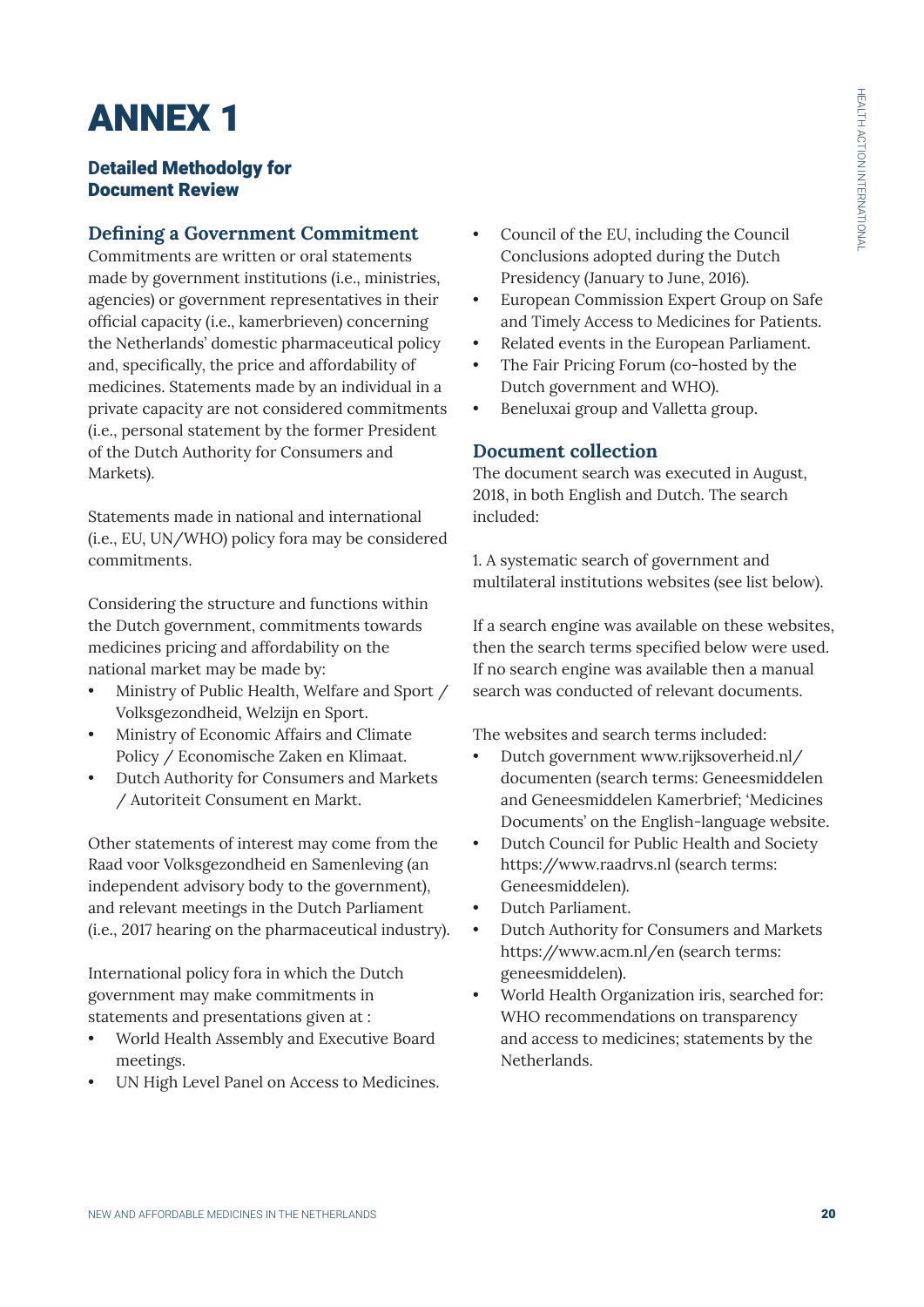# ANNEX 1

## Detailed Methodolgy for Document Review

### Defining a Government Commitment

Commitments are written or oral statements made by government institutions (i.e., ministries, agencies) or government representatives in their official capacity (i.e., kamerbrieven) concerning the Netherlands' domestic pharmaceutical policy and, specifically, the price and affordability of medicines. Statements made by an individual in a private capacity are not considered commitments (i.e., personal statement by the former President of the Dutch Authority for Consumers and Markets).

Statements made in national and international (i.e., EU, UN/WHO) policy fora may be considered commitments.

Considering the structure and functions within the Dutch government, commitments towards medicines pricing and affordability on the national market may be made by:

- Ministry of Public Health, Welfare and Sport / Volksgezondheid, Welzijn en Sport.
- Ministry of Economic Affairs and Climate Policy / Economische Zaken en Klimaat.
- Dutch Authority for Consumers and Markets / Autoriteit Consument en Markt.

Other statements of interest may come from the Raad voor Volksgezondheid en Samenleving (an independent advisory body to the government), and relevant meetings in the Dutch Parliament (i.e., 2017 hearing on the pharmaceutical industry).

International policy fora in which the Dutch government may make commitments in statements and presentations given at :

- World Health Assembly and Executive Board meetings.
- UN High Level Panel on Access to Medicines.
- Council of the EU, including the Council Conclusions adopted during the Dutch Presidency (January to June, 2016).
- European Commission Expert Group on Safe and Timely Access to Medicines for Patients.
- Related events in the European Parliament.
- The Fair Pricing Forum (co-hosted by the Dutch government and WHO).
- Beneluxai group and Valletta group.

### Document collection

The document search was executed in August, 2018, in both English and Dutch. The search included:

1. A systematic search of government and multilateral institutions websites (see list below).

If a search engine was available on these websites, then the search terms specified below were used. If no search engine was available then a manual search was conducted of relevant documents.

The websites and search terms included:

- Dutch government www.rijksoverheid.nl/documenten (search terms: Geneesmiddelen and Geneesmiddelen Kamerbrief; 'Medicines Documents' on the English-language website.
- Dutch Council for Public Health and Society https://www.raadrvs.nl (search terms: Geneesmiddelen).
- Dutch Parliament.
- Dutch Authority for Consumers and Markets https://www.acm.nl/en (search terms: geneesmiddelen).
- World Health Organization iris, searched for: WHO recommendations on transparency and access to medicines; statements by the Netherlands.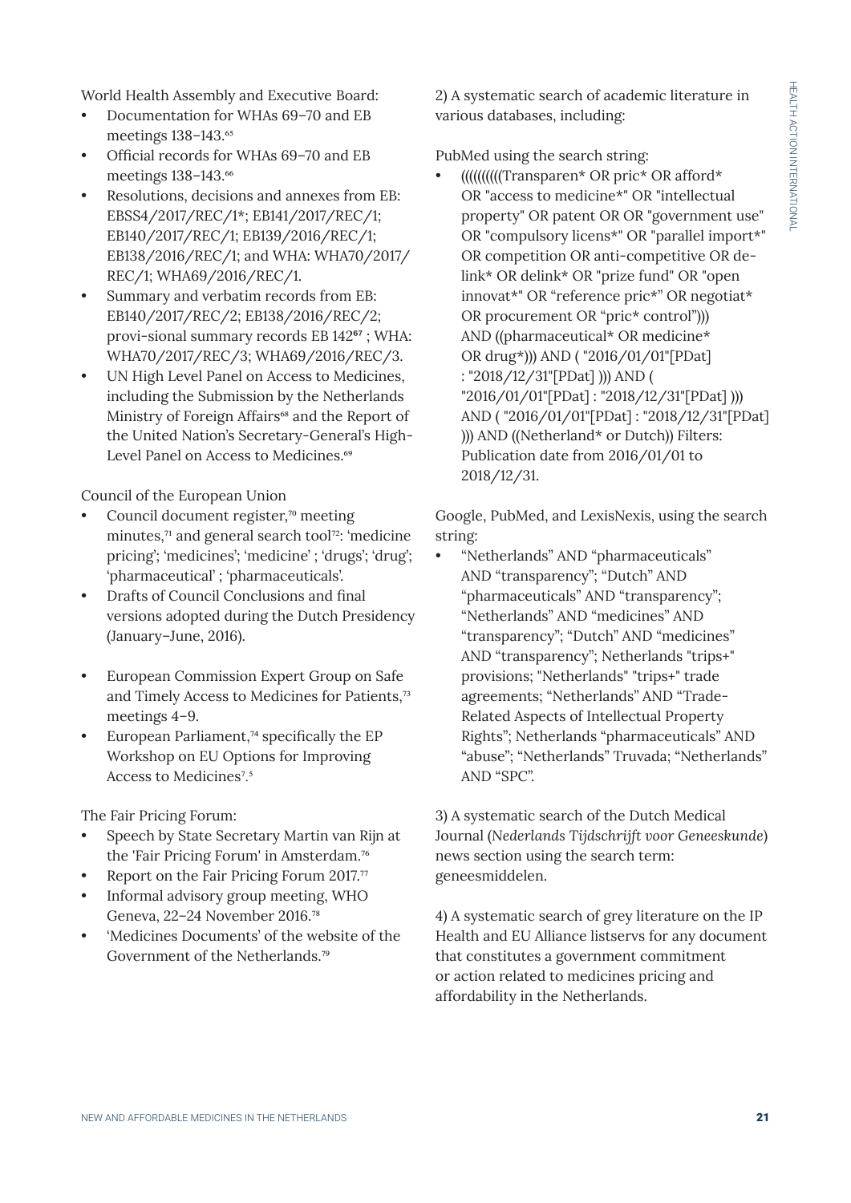World Health Assembly and Executive Board:

- Documentation for WHAs 69–70 and EB meetings 138–143.[65]
- Official records for WHAs 69–70 and EB meetings 138–143.[66]
- Resolutions, decisions and annexes from EB: EBSS4/2017/REC/1*; EB141/2017/REC/1; EB140/2017/REC/1; EB139/2016/REC/1; EB138/2016/REC/1; and WHA: WHA70/2017/REC/1; WHA69/2016/REC/1.
- Summary and verbatim records from EB: EB140/2017/REC/2; EB138/2016/REC/2; provi-sional summary records EB 142[67] ; WHA: WHA70/2017/REC/3; WHA69/2016/REC/3.
- UN High Level Panel on Access to Medicines, including the Submission by the Netherlands Ministry of Foreign Affairs[68] and the Report of the United Nation's Secretary-General's High-Level Panel on Access to Medicines.[69]

Council of the European Union

- Council document register,[70] meeting minutes,[71] and general search tool[72]: 'medicine pricing'; 'medicines'; 'medicine' ; 'drugs'; 'drug'; 'pharmaceutical' ; 'pharmaceuticals'.
- Drafts of Council Conclusions and final versions adopted during the Dutch Presidency (January–June, 2016).

- European Commission Expert Group on Safe and Timely Access to Medicines for Patients,[73] meetings 4–9.
- European Parliament,[74] specifically the EP Workshop on EU Options for Improving Access to Medicines[7.5]

The Fair Pricing Forum:

- Speech by State Secretary Martin van Rijn at the 'Fair Pricing Forum' in Amsterdam.[76]
- Report on the Fair Pricing Forum 2017.[77]
- Informal advisory group meeting, WHO Geneva, 22–24 November 2016.[78]
- 'Medicines Documents' of the website of the Government of the Netherlands.[79]

2) A systematic search of academic literature in various databases, including:

PubMed using the search string:

- ((((((((((Transparen* OR pric* OR afford* OR "access to medicine*" OR "intellectual property" OR patent OR OR "government use" OR "compulsory licens*" OR "parallel import*" OR competition OR anti-competitive OR de-link* OR delink* OR "prize fund" OR "open innovat*" OR "reference pric*" OR negotiat* OR procurement OR "pric* control"))) AND ((pharmaceutical* OR medicine* OR drug*))) AND ( "2016/01/01"[PDat] : "2018/12/31"[PDat] ))) AND ( "2016/01/01"[PDat] : "2018/12/31"[PDat] ))) AND ( "2016/01/01"[PDat] : "2018/12/31"[PDat] ))) AND ((Netherland* or Dutch)) Filters: Publication date from 2016/01/01 to 2018/12/31.

Google, PubMed, and LexisNexis, using the search string:

- "Netherlands" AND "pharmaceuticals" AND "transparency"; "Dutch" AND "pharmaceuticals" AND "transparency"; "Netherlands" AND "medicines" AND "transparency"; "Dutch" AND "medicines" AND "transparency"; Netherlands "trips+" provisions; "Netherlands" "trips+" trade agreements; "Netherlands" AND "Trade-Related Aspects of Intellectual Property Rights"; Netherlands "pharmaceuticals" AND "abuse"; "Netherlands" Truvada; "Netherlands" AND "SPC".

3) A systematic search of the Dutch Medical Journal (*Nederlands Tijdschrijft voor Geneeskunde*) news section using the search term: geneesmiddelen.

4) A systematic search of grey literature on the IP Health and EU Alliance listservs for any document that constitutes a government commitment or action related to medicines pricing and affordability in the Netherlands.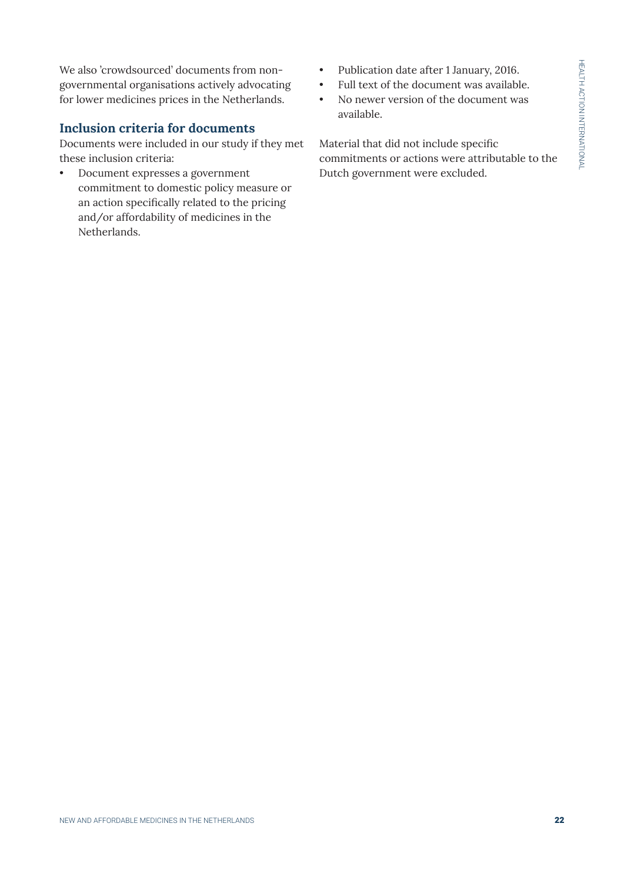We also 'crowdsourced' documents from non-governmental organisations actively advocating for lower medicines prices in the Netherlands.

### Inclusion criteria for documents

Documents were included in our study if they met these inclusion criteria:

- Document expresses a government commitment to domestic policy measure or an action specifically related to the pricing and/or affordability of medicines in the Netherlands.
- Publication date after 1 January, 2016.
- Full text of the document was available.
- No newer version of the document was available.

Material that did not include specific commitments or actions were attributable to the Dutch government were excluded.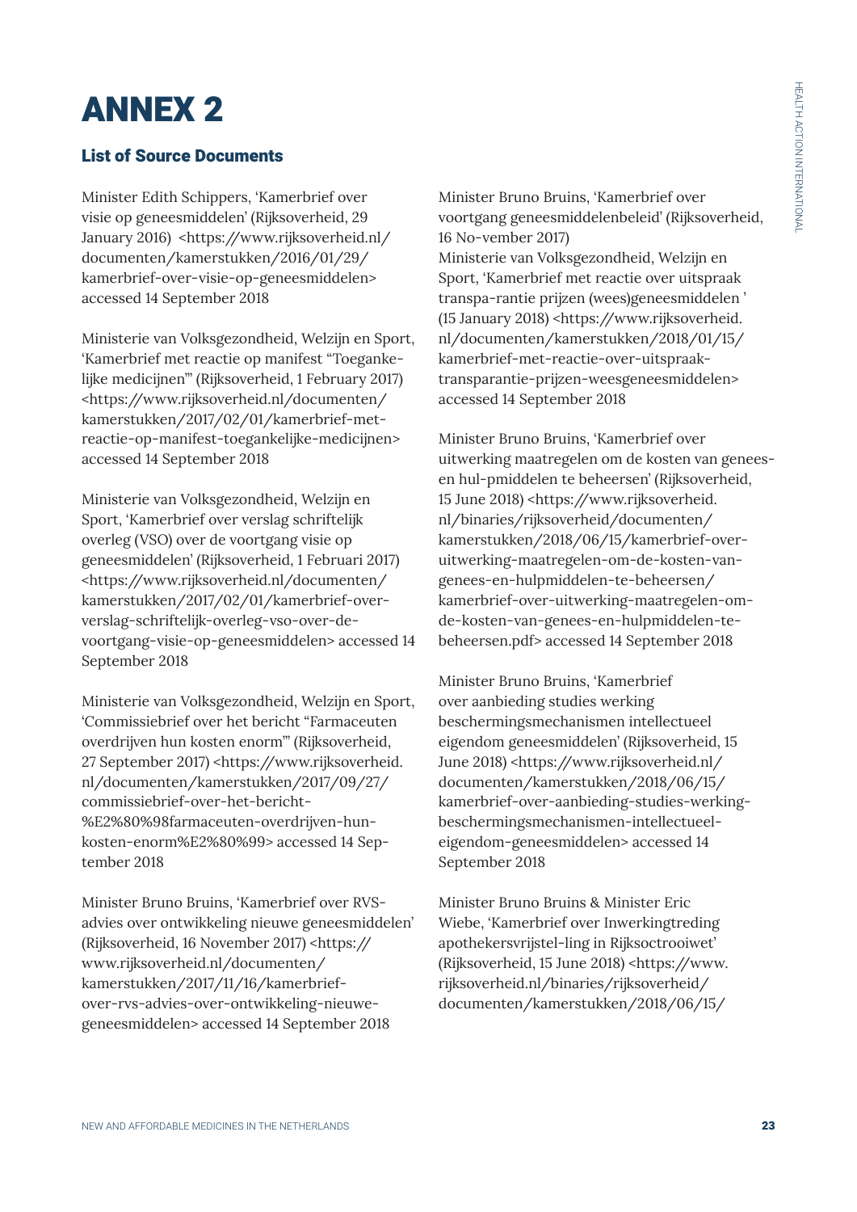# ANNEX 2

## List of Source Documents

Minister Edith Schippers, 'Kamerbrief over visie op geneesmiddelen' (Rijksoverheid, 29 January 2016) <https://www.rijksoverheid.nl/documenten/kamerstukken/2016/01/29/kamerbrief-over-visie-op-geneesmiddelen> accessed 14 September 2018

Ministerie van Volksgezondheid, Welzijn en Sport, 'Kamerbrief met reactie op manifest "Toegankelijke medicijnen"' (Rijksoverheid, 1 February 2017) <https://www.rijksoverheid.nl/documenten/kamerstukken/2017/02/01/kamerbrief-met-reactie-op-manifest-toegankelijke-medicijnen> accessed 14 September 2018

Ministerie van Volksgezondheid, Welzijn en Sport, 'Kamerbrief over verslag schriftelijk overleg (VSO) over de voortgang visie op geneesmiddelen' (Rijksoverheid, 1 Februari 2017) <https://www.rijksoverheid.nl/documenten/kamerstukken/2017/02/01/kamerbrief-over-verslag-schriftelijk-overleg-vso-over-de-voortgang-visie-op-geneesmiddelen> accessed 14 September 2018

Ministerie van Volksgezondheid, Welzijn en Sport, 'Commissiebrief over het bericht "Farmaceuten overdrijven hun kosten enorm"' (Rijksoverheid, 27 September 2017) <https://www.rijksoverheid.nl/documenten/kamerstukken/2017/09/27/commissiebrief-over-het-bericht-%E2%80%98farmaceuten-overdrijven-hun-kosten-enorm%E2%80%99> accessed 14 September 2018

Minister Bruno Bruins, 'Kamerbrief over RVS-advies over ontwikkeling nieuwe geneesmiddelen' (Rijksoverheid, 16 November 2017) <https://www.rijksoverheid.nl/documenten/kamerstukken/2017/11/16/kamerbrief-over-rvs-advies-over-ontwikkeling-nieuwe-geneesmiddelen> accessed 14 September 2018

Minister Bruno Bruins, 'Kamerbrief over voortgang geneesmiddelenbeleid' (Rijksoverheid, 16 No-vember 2017)

Ministerie van Volksgezondheid, Welzijn en Sport, 'Kamerbrief met reactie over uitspraak transpa-rantie prijzen (wees)geneesmiddelen ' (15 January 2018) <https://www.rijksoverheid.nl/documenten/kamerstukken/2018/01/15/kamerbrief-met-reactie-over-uitspraak-transparantie-prijzen-weesgeneesmiddelen> accessed 14 September 2018

Minister Bruno Bruins, 'Kamerbrief over uitwerking maatregelen om de kosten van genees-en hul-pmiddelen te beheersen' (Rijksoverheid, 15 June 2018) <https://www.rijksoverheid.nl/binaries/rijksoverheid/documenten/kamerstukken/2018/06/15/kamerbrief-over-uitwerking-maatregelen-om-de-kosten-van-genees-en-hulpmiddelen-te-beheersen/kamerbrief-over-uitwerking-maatregelen-om-de-kosten-van-genees-en-hulpmiddelen-te-beheersen.pdf> accessed 14 September 2018

Minister Bruno Bruins, 'Kamerbrief over aanbieding studies werking beschermingsmechanismen intellectueel eigendom geneesmiddelen' (Rijksoverheid, 15 June 2018) <https://www.rijksoverheid.nl/documenten/kamerstukken/2018/06/15/kamerbrief-over-aanbieding-studies-werking-beschermingsmechanismen-intellectueel-eigendom-geneesmiddelen> accessed 14 September 2018

Minister Bruno Bruins & Minister Eric Wiebe, 'Kamerbrief over Inwerkingtreding apothekersvrijstel-ling in Rijksoctrooiwet' (Rijksoverheid, 15 June 2018) <https://www.rijksoverheid.nl/binaries/rijksoverheid/documenten/kamerstukken/2018/06/15/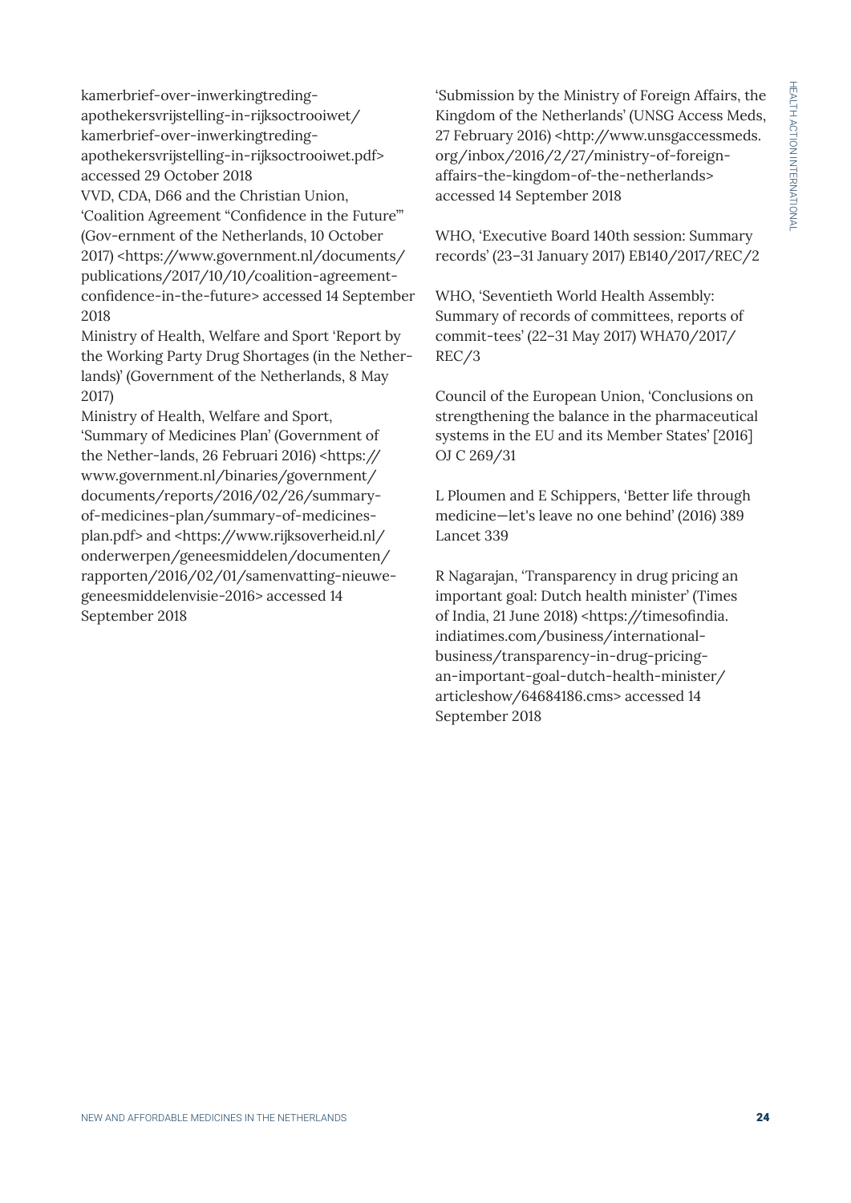kamerbrief-over-inwerkingtreding-apothekersvrijstelling-in-rijksoctrooiwet/kamerbrief-over-inwerkingtreding-apothekersvrijstelling-in-rijksoctrooiwet.pdf> accessed 29 October 2018

VVD, CDA, D66 and the Christian Union, 'Coalition Agreement "Confidence in the Future"' (Gov-ernment of the Netherlands, 10 October 2017) <https://www.government.nl/documents/publications/2017/10/10/coalition-agreement-confidence-in-the-future> accessed 14 September 2018

Ministry of Health, Welfare and Sport 'Report by the Working Party Drug Shortages (in the Nether-lands)' (Government of the Netherlands, 8 May 2017)

Ministry of Health, Welfare and Sport, 'Summary of Medicines Plan' (Government of the Nether-lands, 26 Februari 2016) <https://www.government.nl/binaries/government/documents/reports/2016/02/26/summary-of-medicines-plan/summary-of-medicines-plan.pdf> and <https://www.rijksoverheid.nl/onderwerpen/geneesmiddelen/documenten/rapporten/2016/02/01/samenvatting-nieuwe-geneesmiddelenvisie-2016> accessed 14 September 2018

'Submission by the Ministry of Foreign Affairs, the Kingdom of the Netherlands' (UNSG Access Meds, 27 February 2016) <http://www.unsgaccessmeds.org/inbox/2016/2/27/ministry-of-foreign-affairs-the-kingdom-of-the-netherlands> accessed 14 September 2018

WHO, 'Executive Board 140th session: Summary records' (23–31 January 2017) EB140/2017/REC/2

WHO, 'Seventieth World Health Assembly: Summary of records of committees, reports of commit-tees' (22–31 May 2017) WHA70/2017/REC/3

Council of the European Union, 'Conclusions on strengthening the balance in the pharmaceutical systems in the EU and its Member States' [2016] OJ C 269/31

L Ploumen and E Schippers, 'Better life through medicine—let's leave no one behind' (2016) 389 Lancet 339

R Nagarajan, 'Transparency in drug pricing an important goal: Dutch health minister' (Times of India, 21 June 2018) <https://timesofindia.indiatimes.com/business/international-business/transparency-in-drug-pricing-an-important-goal-dutch-health-minister/articleshow/64684186.cms> accessed 14 September 2018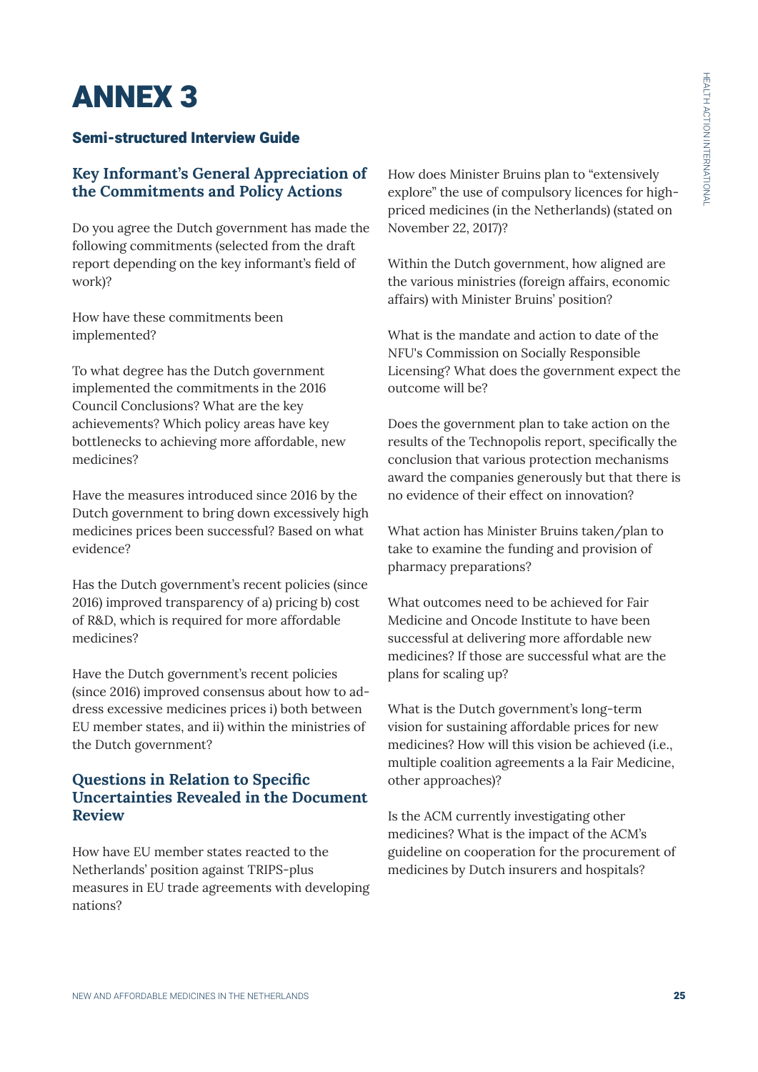# ANNEX 3

## Semi-structured Interview Guide

### Key Informant's General Appreciation of the Commitments and Policy Actions

Do you agree the Dutch government has made the following commitments (selected from the draft report depending on the key informant's field of work)?

How have these commitments been implemented?

To what degree has the Dutch government implemented the commitments in the 2016 Council Conclusions? What are the key achievements? Which policy areas have key bottlenecks to achieving more affordable, new medicines?

Have the measures introduced since 2016 by the Dutch government to bring down excessively high medicines prices been successful? Based on what evidence?

Has the Dutch government's recent policies (since 2016) improved transparency of a) pricing b) cost of R&D, which is required for more affordable medicines?

Have the Dutch government's recent policies (since 2016) improved consensus about how to address excessive medicines prices i) both between EU member states, and ii) within the ministries of the Dutch government?

### Questions in Relation to Specific Uncertainties Revealed in the Document Review

How have EU member states reacted to the Netherlands' position against TRIPS-plus measures in EU trade agreements with developing nations?

How does Minister Bruins plan to "extensively explore" the use of compulsory licences for high-priced medicines (in the Netherlands) (stated on November 22, 2017)?

Within the Dutch government, how aligned are the various ministries (foreign affairs, economic affairs) with Minister Bruins' position?

What is the mandate and action to date of the NFU's Commission on Socially Responsible Licensing? What does the government expect the outcome will be?

Does the government plan to take action on the results of the Technopolis report, specifically the conclusion that various protection mechanisms award the companies generously but that there is no evidence of their effect on innovation?

What action has Minister Bruins taken/plan to take to examine the funding and provision of pharmacy preparations?

What outcomes need to be achieved for Fair Medicine and Oncode Institute to have been successful at delivering more affordable new medicines? If those are successful what are the plans for scaling up?

What is the Dutch government's long-term vision for sustaining affordable prices for new medicines? How will this vision be achieved (i.e., multiple coalition agreements a la Fair Medicine, other approaches)?

Is the ACM currently investigating other medicines? What is the impact of the ACM's guideline on cooperation for the procurement of medicines by Dutch insurers and hospitals?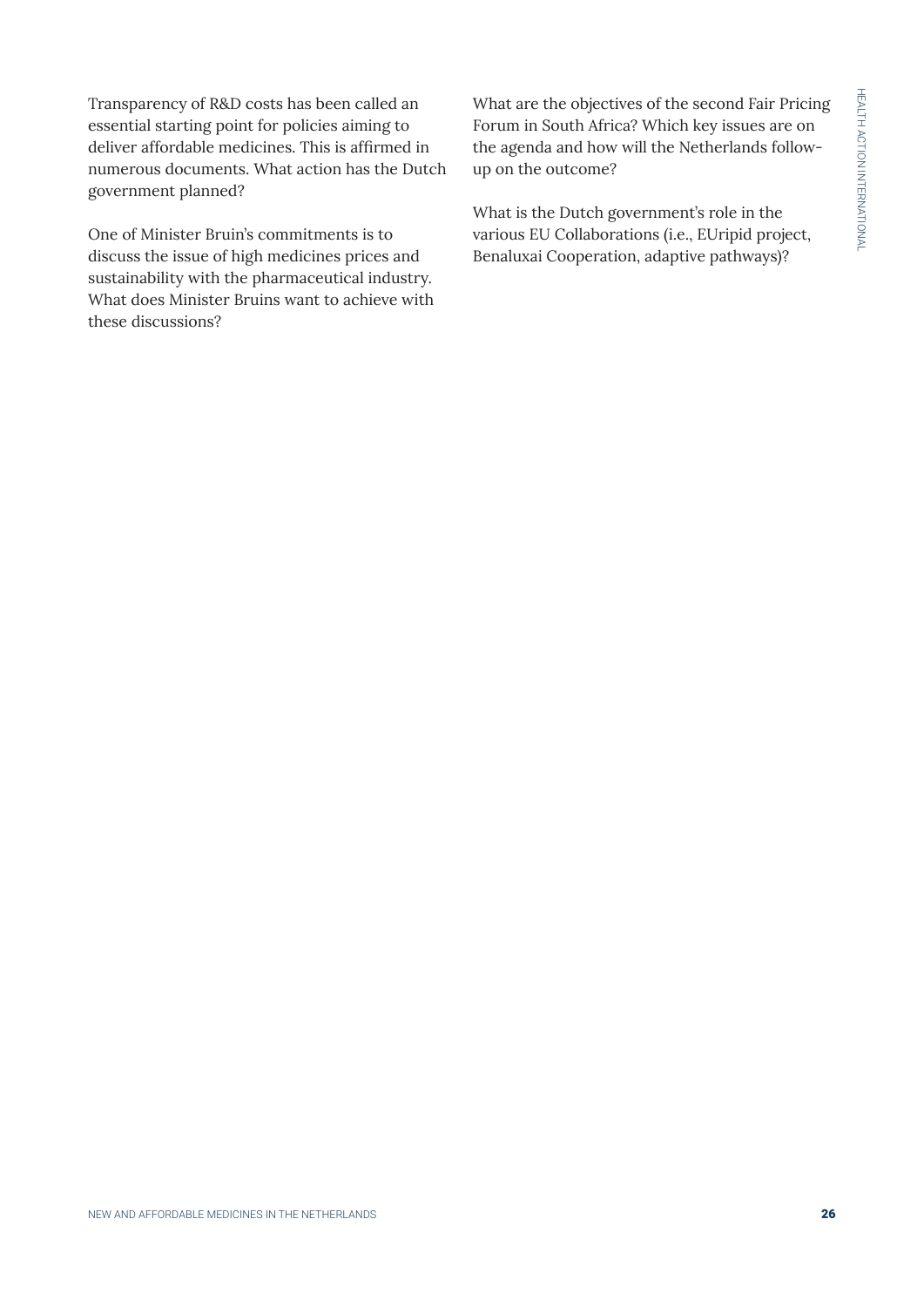Transparency of R&D costs has been called an essential starting point for policies aiming to deliver affordable medicines. This is affirmed in numerous documents. What action has the Dutch government planned?

One of Minister Bruin's commitments is to discuss the issue of high medicines prices and sustainability with the pharmaceutical industry. What does Minister Bruins want to achieve with these discussions?

What are the objectives of the second Fair Pricing Forum in South Africa? Which key issues are on the agenda and how will the Netherlands follow-up on the outcome?

What is the Dutch government's role in the various EU Collaborations (i.e., EUripid project, Benaluxai Cooperation, adaptive pathways)?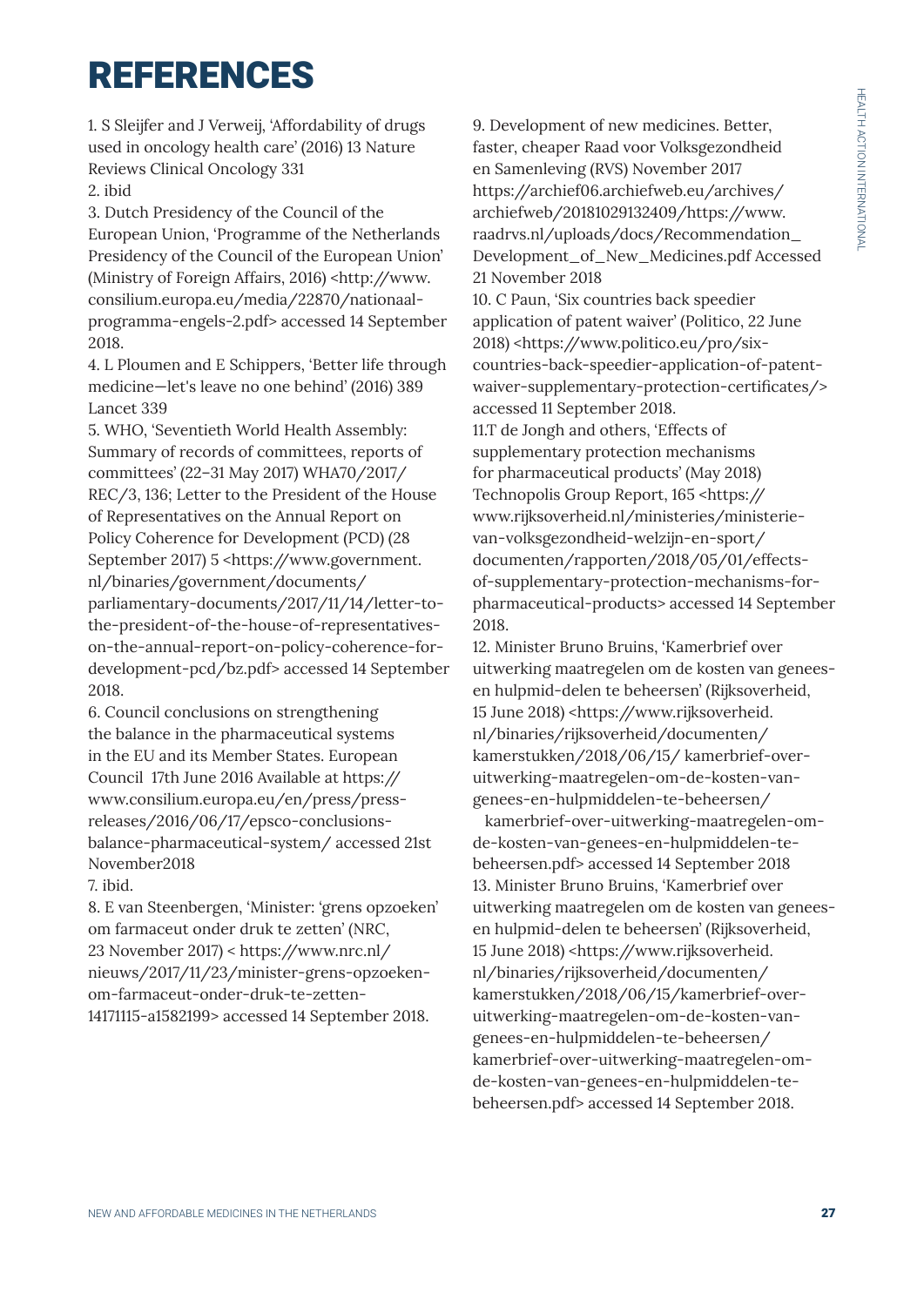# REFERENCES

1. S Sleijfer and J Verweij, 'Affordability of drugs used in oncology health care' (2016) 13 Nature Reviews Clinical Oncology 331
2. ibid
3. Dutch Presidency of the Council of the European Union, 'Programme of the Netherlands Presidency of the Council of the European Union' (Ministry of Foreign Affairs, 2016) <http://www.consilium.europa.eu/media/22870/nationaal-programma-engels-2.pdf> accessed 14 September 2018.
4. L Ploumen and E Schippers, 'Better life through medicine—let's leave no one behind' (2016) 389 Lancet 339
5. WHO, 'Seventieth World Health Assembly: Summary of records of committees, reports of committees' (22–31 May 2017) WHA70/2017/REC/3, 136; Letter to the President of the House of Representatives on the Annual Report on Policy Coherence for Development (PCD) (28 September 2017) 5 <https://www.government.nl/binaries/government/documents/parliamentary-documents/2017/11/14/letter-to-the-president-of-the-house-of-representatives-on-the-annual-report-on-policy-coherence-for-development-pcd/bz.pdf> accessed 14 September 2018.
6. Council conclusions on strengthening the balance in the pharmaceutical systems in the EU and its Member States. European Council 17th June 2016 Available at https://www.consilium.europa.eu/en/press/press-releases/2016/06/17/epsco-conclusions-balance-pharmaceutical-system/ accessed 21st November2018
7. ibid.
8. E van Steenbergen, 'Minister: 'grens opzoeken' om farmaceut onder druk te zetten' (NRC, 23 November 2017) < https://www.nrc.nl/nieuws/2017/11/23/minister-grens-opzoeken-om-farmaceut-onder-druk-te-zetten-14171115-a1582199> accessed 14 September 2018.
9. Development of new medicines. Better, faster, cheaper Raad voor Volksgezondheid en Samenleving (RVS) November 2017 https://archief06.archiefweb.eu/archives/archiefweb/20181029132409/https://www.raadrvs.nl/uploads/docs/Recommendation_Development_of_New_Medicines.pdf Accessed 21 November 2018
10. C Paun, 'Six countries back speedier application of patent waiver' (Politico, 22 June 2018) <https://www.politico.eu/pro/six-countries-back-speedier-application-of-patent-waiver-supplementary-protection-certificates/> accessed 11 September 2018.
11. T de Jongh and others, 'Effects of supplementary protection mechanisms for pharmaceutical products' (May 2018) Technopolis Group Report, 165 <https://www.rijksoverheid.nl/ministeries/ministerie-van-volksgezondheid-welzijn-en-sport/documenten/rapporten/2018/05/01/effects-of-supplementary-protection-mechanisms-for-pharmaceutical-products> accessed 14 September 2018.
12. Minister Bruno Bruins, 'Kamerbrief over uitwerking maatregelen om de kosten van genees- en hulpmid-delen te beheersen' (Rijksoverheid, 15 June 2018) <https://www.rijksoverheid.nl/binaries/rijksoverheid/documenten/kamerstukken/2018/06/15/ kamerbrief-over-uitwerking-maatregelen-om-de-kosten-van-genees-en-hulpmiddelen-te-beheersen/ kamerbrief-over-uitwerking-maatregelen-om-de-kosten-van-genees-en-hulpmiddelen-te-beheersen.pdf> accessed 14 September 2018
13. Minister Bruno Bruins, 'Kamerbrief over uitwerking maatregelen om de kosten van genees- en hulpmid-delen te beheersen' (Rijksoverheid, 15 June 2018) <https://www.rijksoverheid.nl/binaries/rijksoverheid/documenten/kamerstukken/2018/06/15/kamerbrief-over-uitwerking-maatregelen-om-de-kosten-van-genees-en-hulpmiddelen-te-beheersen/kamerbrief-over-uitwerking-maatregelen-om-de-kosten-van-genees-en-hulpmiddelen-te-beheersen.pdf> accessed 14 September 2018.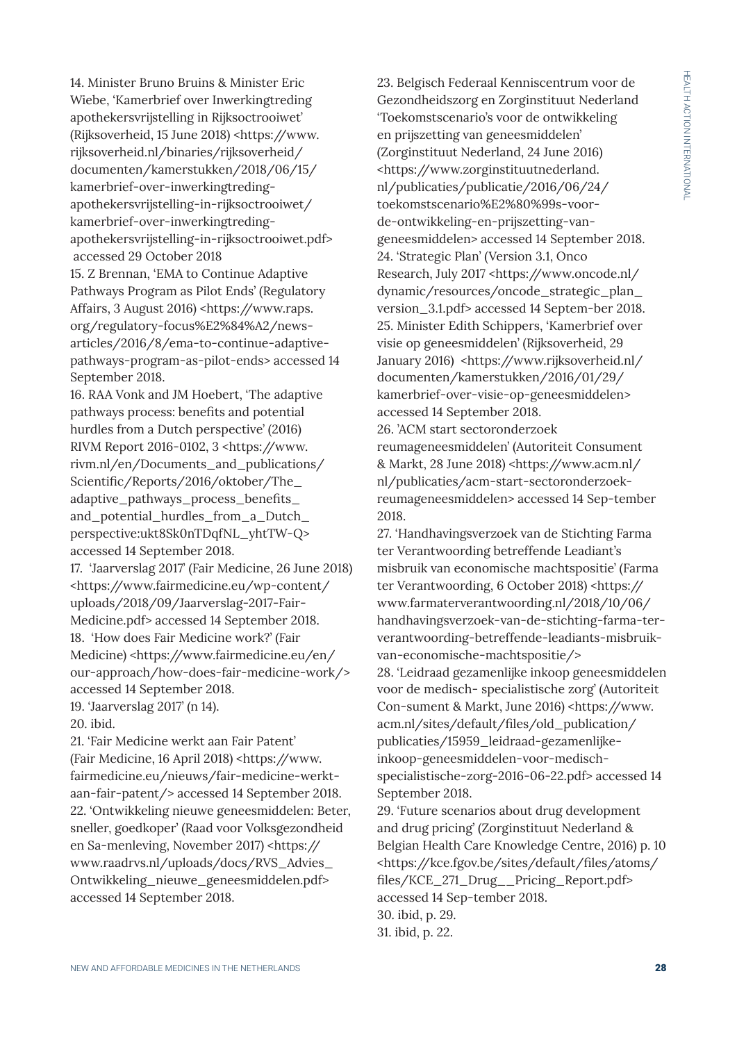14. Minister Bruno Bruins & Minister Eric Wiebe, 'Kamerbrief over Inwerkingtreding apothekersvrijstelling in Rijksoctrooiwet' (Rijksoverheid, 15 June 2018) <https://www.rijksoverheid.nl/binaries/rijksoverheid/documenten/kamerstukken/2018/06/15/kamerbrief-over-inwerkingtreding-apothekersvrijstelling-in-rijksoctrooiwet/kamerbrief-over-inwerkingtreding-apothekersvrijstelling-in-rijksoctrooiwet.pdf> accessed 29 October 2018

15. Z Brennan, 'EMA to Continue Adaptive Pathways Program as Pilot Ends' (Regulatory Affairs, 3 August 2016) <https://www.raps.org/regulatory-focus%E2%84%A2/news-articles/2016/8/ema-to-continue-adaptive-pathways-program-as-pilot-ends> accessed 14 September 2018.

16. RAA Vonk and JM Hoebert, 'The adaptive pathways process: benefits and potential hurdles from a Dutch perspective' (2016) RIVM Report 2016-0102, 3 <https://www.rivm.nl/en/Documents_and_publications/Scientific/Reports/2016/oktober/The_adaptive_pathways_process_benefits_and_potential_hurdles_from_a_Dutch_perspective:ukt8Sk0nTDqfNL_yhtTW-Q> accessed 14 September 2018.

17. 'Jaarverslag 2017' (Fair Medicine, 26 June 2018) <https://www.fairmedicine.eu/wp-content/uploads/2018/09/Jaarverslag-2017-Fair-Medicine.pdf> accessed 14 September 2018.

18. 'How does Fair Medicine work?' (Fair Medicine) <https://www.fairmedicine.eu/en/our-approach/how-does-fair-medicine-work/> accessed 14 September 2018.

19. 'Jaarverslag 2017' (n 14).

20. ibid.

21. 'Fair Medicine werkt aan Fair Patent' (Fair Medicine, 16 April 2018) <https://www.fairmedicine.eu/nieuws/fair-medicine-werkt-aan-fair-patent/> accessed 14 September 2018.

22. 'Ontwikkeling nieuwe geneesmiddelen: Beter, sneller, goedkoper' (Raad voor Volksgezondheid en Sa-menleving, November 2017) <https://www.raadrvs.nl/uploads/docs/RVS_Advies_Ontwikkeling_nieuwe_geneesmiddelen.pdf> accessed 14 September 2018.

23. Belgisch Federaal Kenniscentrum voor de Gezondheidszorg en Zorginstituut Nederland 'Toekomstscenario's voor de ontwikkeling en prijszetting van geneesmiddelen' (Zorginstituut Nederland, 24 June 2016) <https://www.zorginstituutnederland.nl/publicaties/publicatie/2016/06/24/toekomstscenario%E2%80%99s-voor-de-ontwikkeling-en-prijszetting-van-geneesmiddelen> accessed 14 September 2018.

24. 'Strategic Plan' (Version 3.1, Onco Research, July 2017 <https://www.oncode.nl/dynamic/resources/oncode_strategic_plan_version_3.1.pdf> accessed 14 Septem-ber 2018.

25. Minister Edith Schippers, 'Kamerbrief over visie op geneesmiddelen' (Rijksoverheid, 29 January 2016) <https://www.rijksoverheid.nl/documenten/kamerstukken/2016/01/29/kamerbrief-over-visie-op-geneesmiddelen> accessed 14 September 2018.

26. 'ACM start sectoronderzoek reumageneesmiddelen' (Autoriteit Consument & Markt, 28 June 2018) <https://www.acm.nl/nl/publicaties/acm-start-sectoronderzoek-reumageneesmiddelen> accessed 14 Sep-tember 2018.

27. 'Handhavingsverzoek van de Stichting Farma ter Verantwoording betreffende Leadiant's misbruik van economische machtspositie' (Farma ter Verantwoording, 6 October 2018) <https://www.farmaterverantwoording.nl/2018/10/06/handhavingsverzoek-van-de-stichting-farma-ter-verantwoording-betreffende-leadiants-misbruik-van-economische-machtspositie/>

28. 'Leidraad gezamenlijke inkoop geneesmiddelen voor de medisch- specialistische zorg' (Autoriteit Con-sument & Markt, June 2016) <https://www.acm.nl/sites/default/files/old_publication/publicaties/15959_leidraad-gezamenlijke-inkoop-geneesmiddelen-voor-medisch-specialistische-zorg-2016-06-22.pdf> accessed 14 September 2018.

29. 'Future scenarios about drug development and drug pricing' (Zorginstituut Nederland & Belgian Health Care Knowledge Centre, 2016) p. 10 <https://kce.fgov.be/sites/default/files/atoms/files/KCE_271_Drug__Pricing_Report.pdf> accessed 14 Sep-tember 2018.

30. ibid, p. 29.

31. ibid, p. 22.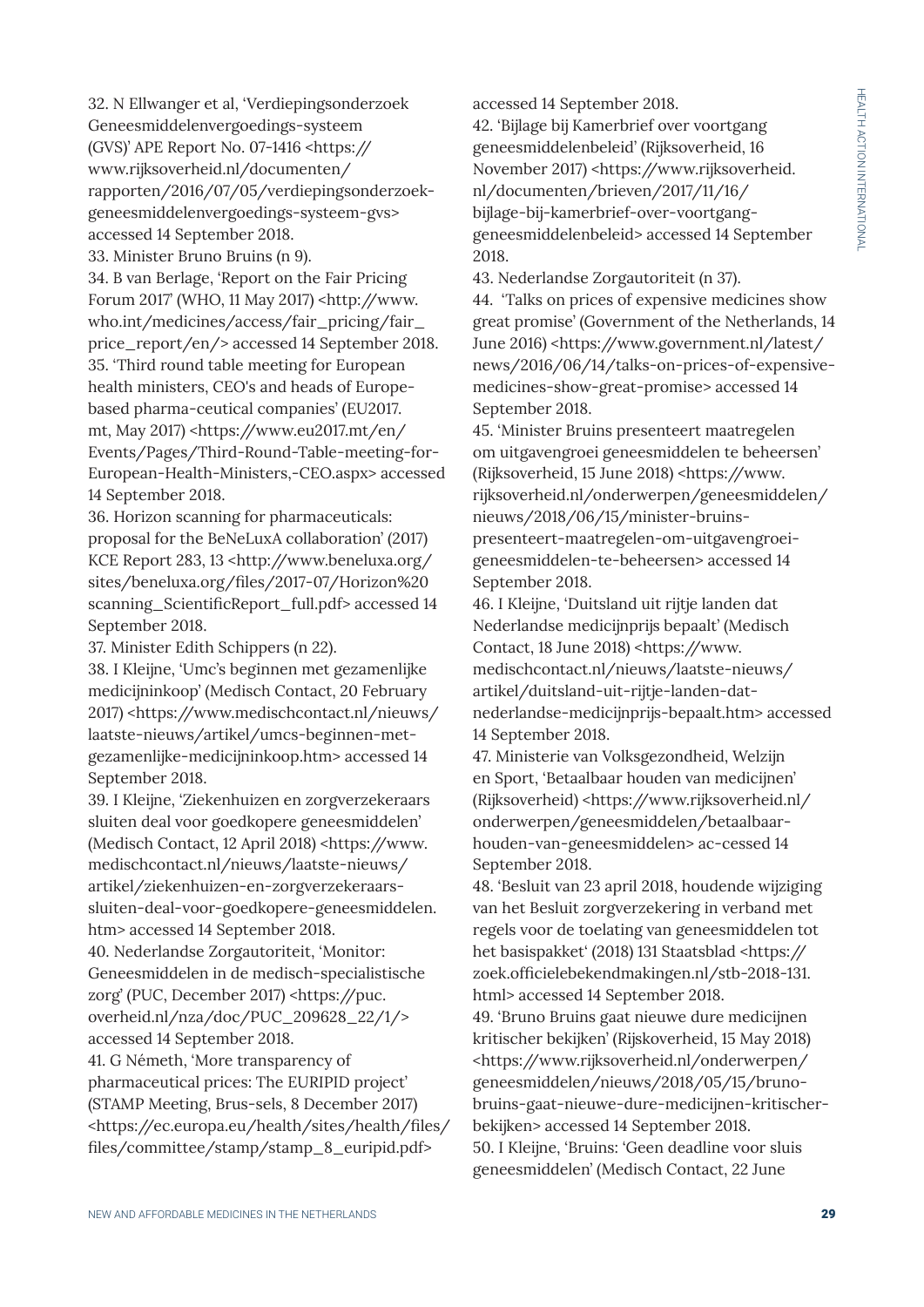32. N Ellwanger et al, 'Verdiepingsonderzoek Geneesmiddelenvergoedings-systeem (GVS)' APE Report No. 07-1416 <https://www.rijksoverheid.nl/documenten/rapporten/2016/07/05/verdiepingsonderzoek-geneesmiddelenvergoedings-systeem-gvs> accessed 14 September 2018.

33. Minister Bruno Bruins (n 9).

34. B van Berlage, 'Report on the Fair Pricing Forum 2017' (WHO, 11 May 2017) <http://www.who.int/medicines/access/fair_pricing/fair_price_report/en/> accessed 14 September 2018.

35. 'Third round table meeting for European health ministers, CEO's and heads of Europe-based pharma-ceutical companies' (EU2017.mt, May 2017) <https://www.eu2017.mt/en/Events/Pages/Third-Round-Table-meeting-for-European-Health-Ministers,-CEO.aspx> accessed 14 September 2018.

36. Horizon scanning for pharmaceuticals: proposal for the BeNeLuxA collaboration' (2017) KCE Report 283, 13 <http://www.beneluxa.org/sites/beneluxa.org/files/2017-07/Horizon%20scanning_ScientificReport_full.pdf> accessed 14 September 2018.

37. Minister Edith Schippers (n 22).

38. I Kleijne, 'Umc's beginnen met gezamenlijke medicijninkoop' (Medisch Contact, 20 February 2017) <https://www.medischcontact.nl/nieuws/laatste-nieuws/artikel/umcs-beginnen-met-gezamenlijke-medicijninkoop.htm> accessed 14 September 2018.

39. I Kleijne, 'Ziekenhuizen en zorgverzekeraars sluiten deal voor goedkopere geneesmiddelen' (Medisch Contact, 12 April 2018) <https://www.medischcontact.nl/nieuws/laatste-nieuws/artikel/ziekenhuizen-en-zorgverzekeraars-sluiten-deal-voor-goedkopere-geneesmiddelen.htm> accessed 14 September 2018.

40. Nederlandse Zorgautoriteit, 'Monitor: Geneesmiddelen in de medisch-specialistische zorg' (PUC, December 2017) <https://puc.overheid.nl/nza/doc/PUC_209628_22/1/> accessed 14 September 2018.

41. G Németh, 'More transparency of pharmaceutical prices: The EURIPID project' (STAMP Meeting, Brus-sels, 8 December 2017) <https://ec.europa.eu/health/sites/health/files/files/committee/stamp/stamp_8_euripid.pdf> accessed 14 September 2018.

42. 'Bijlage bij Kamerbrief over voortgang geneesmiddelenbeleid' (Rijksoverheid, 16 November 2017) <https://www.rijksoverheid.nl/documenten/brieven/2017/11/16/bijlage-bij-kamerbrief-over-voortgang-geneesmiddelenbeleid> accessed 14 September 2018.

43. Nederlandse Zorgautoriteit (n 37).

44. 'Talks on prices of expensive medicines show great promise' (Government of the Netherlands, 14 June 2016) <https://www.government.nl/latest/news/2016/06/14/talks-on-prices-of-expensive-medicines-show-great-promise> accessed 14 September 2018.

45. 'Minister Bruins presenteert maatregelen om uitgavengroei geneesmiddelen te beheersen' (Rijksoverheid, 15 June 2018) <https://www.rijksoverheid.nl/onderwerpen/geneesmiddelen/nieuws/2018/06/15/minister-bruins-presenteert-maatregelen-om-uitgavengroei-geneesmiddelen-te-beheersen> accessed 14 September 2018.

46. I Kleijne, 'Duitsland uit rijtje landen dat Nederlandse medicijnprijs bepaalt' (Medisch Contact, 18 June 2018) <https://www.medischcontact.nl/nieuws/laatste-nieuws/artikel/duitsland-uit-rijtje-landen-dat-nederlandse-medicijnprijs-bepaalt.htm> accessed 14 September 2018.

47. Ministerie van Volksgezondheid, Welzijn en Sport, 'Betaalbaar houden van medicijnen' (Rijksoverheid) <https://www.rijksoverheid.nl/onderwerpen/geneesmiddelen/betaalbaar-houden-van-geneesmiddelen> ac-cessed 14 September 2018.

48. 'Besluit van 23 april 2018, houdende wijziging van het Besluit zorgverzekering in verband met regels voor de toelating van geneesmiddelen tot het basispakket' (2018) 131 Staatsblad <https://zoek.officielebekendmakingen.nl/stb-2018-131.html> accessed 14 September 2018.

49. 'Bruno Bruins gaat nieuwe dure medicijnen kritischer bekijken' (Rijskoverheid, 15 May 2018) <https://www.rijksoverheid.nl/onderwerpen/geneesmiddelen/nieuws/2018/05/15/bruno-bruins-gaat-nieuwe-dure-medicijnen-kritischer-bekijken> accessed 14 September 2018.

50. I Kleijne, 'Bruins: 'Geen deadline voor sluis geneesmiddelen' (Medisch Contact, 22 June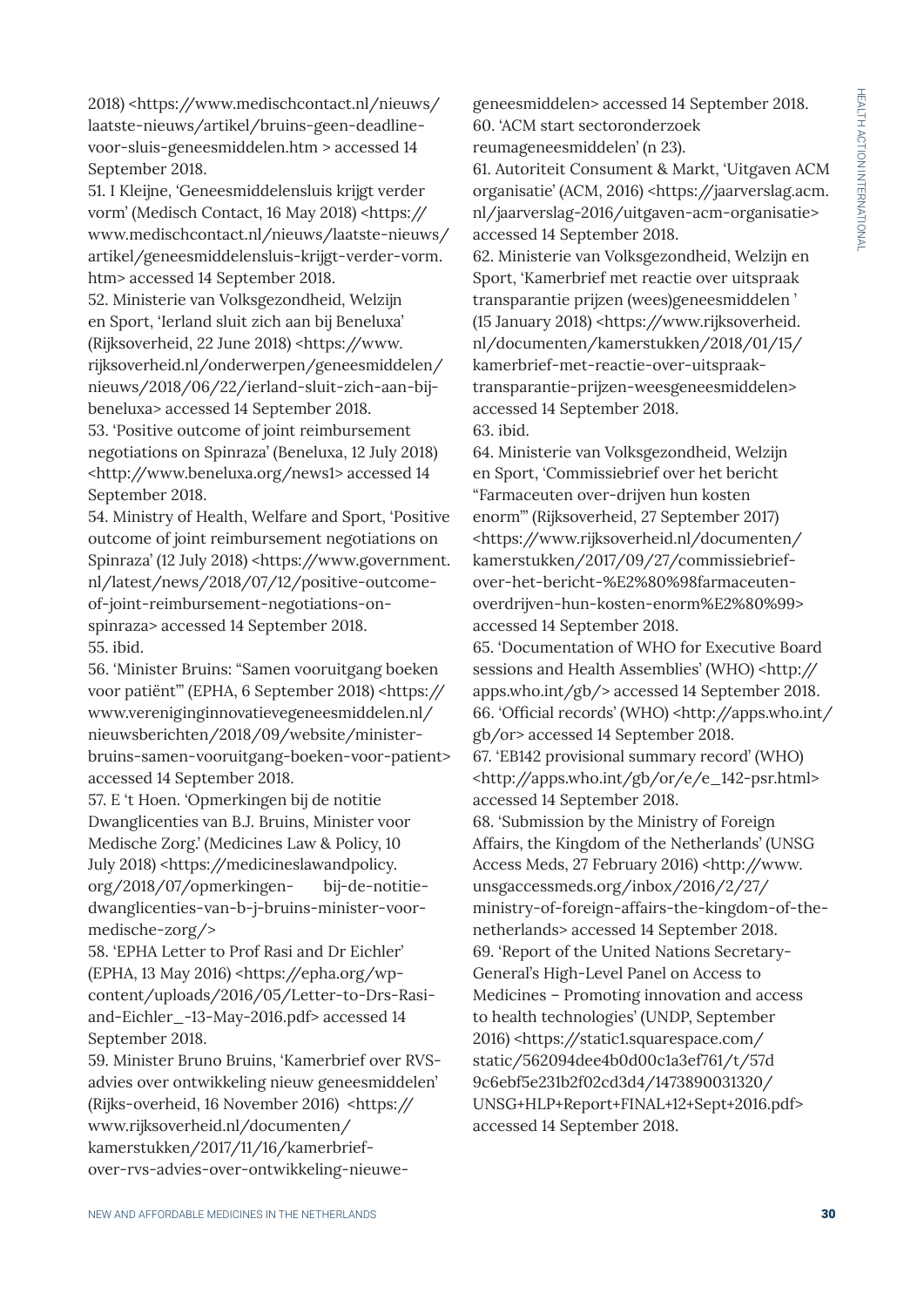2018) <https://www.medischcontact.nl/nieuws/laatste-nieuws/artikel/bruins-geen-deadline-voor-sluis-geneesmiddelen.htm > accessed 14 September 2018.

51. I Kleijne, 'Geneesmiddelensluis krijgt verder vorm' (Medisch Contact, 16 May 2018) <https://www.medischcontact.nl/nieuws/laatste-nieuws/artikel/geneesmiddelensluis-krijgt-verder-vorm.htm> accessed 14 September 2018.

52. Ministerie van Volksgezondheid, Welzijn en Sport, 'Ierland sluit zich aan bij Beneluxa' (Rijksoverheid, 22 June 2018) <https://www.rijksoverheid.nl/onderwerpen/geneesmiddelen/nieuws/2018/06/22/ierland-sluit-zich-aan-bij-beneluxa> accessed 14 September 2018.

53. 'Positive outcome of joint reimbursement negotiations on Spinraza' (Beneluxa, 12 July 2018) <http://www.beneluxa.org/news1> accessed 14 September 2018.

54. Ministry of Health, Welfare and Sport, 'Positive outcome of joint reimbursement negotiations on Spinraza' (12 July 2018) <https://www.government.nl/latest/news/2018/07/12/positive-outcome-of-joint-reimbursement-negotiations-on-spinraza> accessed 14 September 2018.

55. ibid.

56. 'Minister Bruins: "Samen vooruitgang boeken voor patiënt"' (EPHA, 6 September 2018) <https://www.vereniginginnovatievegeneesmiddelen.nl/nieuwsberichten/2018/09/website/minister-bruins-samen-vooruitgang-boeken-voor-patient> accessed 14 September 2018.

57. E 't Hoen. 'Opmerkingen bij de notitie Dwanglicenties van B.J. Bruins, Minister voor Medische Zorg.' (Medicines Law & Policy, 10 July 2018) <https://medicineslawandpolicy.org/2018/07/opmerkingen- bij-de-notitie-dwanglicenties-van-b-j-bruins-minister-voor-medische-zorg/>

58. 'EPHA Letter to Prof Rasi and Dr Eichler' (EPHA, 13 May 2016) <https://epha.org/wp-content/uploads/2016/05/Letter-to-Drs-Rasi-and-Eichler_-13-May-2016.pdf> accessed 14 September 2018.

59. Minister Bruno Bruins, 'Kamerbrief over RVS-advies over ontwikkeling nieuw geneesmiddelen' (Rijks-overheid, 16 November 2016) <https://www.rijksoverheid.nl/documenten/kamerstukken/2017/11/16/kamerbrief-over-rvs-advies-over-ontwikkeling-nieuwe-geneesmiddelen> accessed 14 September 2018.

60. 'ACM start sectoronderzoek reumageneesmiddelen' (n 23).

61. Autoriteit Consument & Markt, 'Uitgaven ACM organisatie' (ACM, 2016) <https://jaarverslag.acm.nl/jaarverslag-2016/uitgaven-acm-organisatie> accessed 14 September 2018.

62. Ministerie van Volksgezondheid, Welzijn en Sport, 'Kamerbrief met reactie over uitspraak transparantie prijzen (wees)geneesmiddelen ' (15 January 2018) <https://www.rijksoverheid.nl/documenten/kamerstukken/2018/01/15/kamerbrief-met-reactie-over-uitspraak-transparantie-prijzen-weesgeneesmiddelen> accessed 14 September 2018.

63. ibid.

64. Ministerie van Volksgezondheid, Welzijn en Sport, 'Commissiebrief over het bericht "Farmaceuten over-drijven hun kosten enorm"' (Rijksoverheid, 27 September 2017) <https://www.rijksoverheid.nl/documenten/kamerstukken/2017/09/27/commissiebrief-over-het-bericht-%E2%80%98farmaceuten-overdrijven-hun-kosten-enorm%E2%80%99> accessed 14 September 2018.

65. 'Documentation of WHO for Executive Board sessions and Health Assemblies' (WHO) <http://apps.who.int/gb/> accessed 14 September 2018.

66. 'Official records' (WHO) <http://apps.who.int/gb/or> accessed 14 September 2018.

67. 'EB142 provisional summary record' (WHO) <http://apps.who.int/gb/or/e/e_142-psr.html> accessed 14 September 2018.

68. 'Submission by the Ministry of Foreign Affairs, the Kingdom of the Netherlands' (UNSG Access Meds, 27 February 2016) <http://www.unsgaccessmeds.org/inbox/2016/2/27/ministry-of-foreign-affairs-the-kingdom-of-the-netherlands> accessed 14 September 2018.

69. 'Report of the United Nations Secretary-General's High-Level Panel on Access to Medicines – Promoting innovation and access to health technologies' (UNDP, September 2016) <https://static1.squarespace.com/static/562094dee4b0d00c1a3ef761/t/57d9c6ebf5e231b2f02cd3d4/1473890031320/UNSG+HLP+Report+FINAL+12+Sept+2016.pdf> accessed 14 September 2018.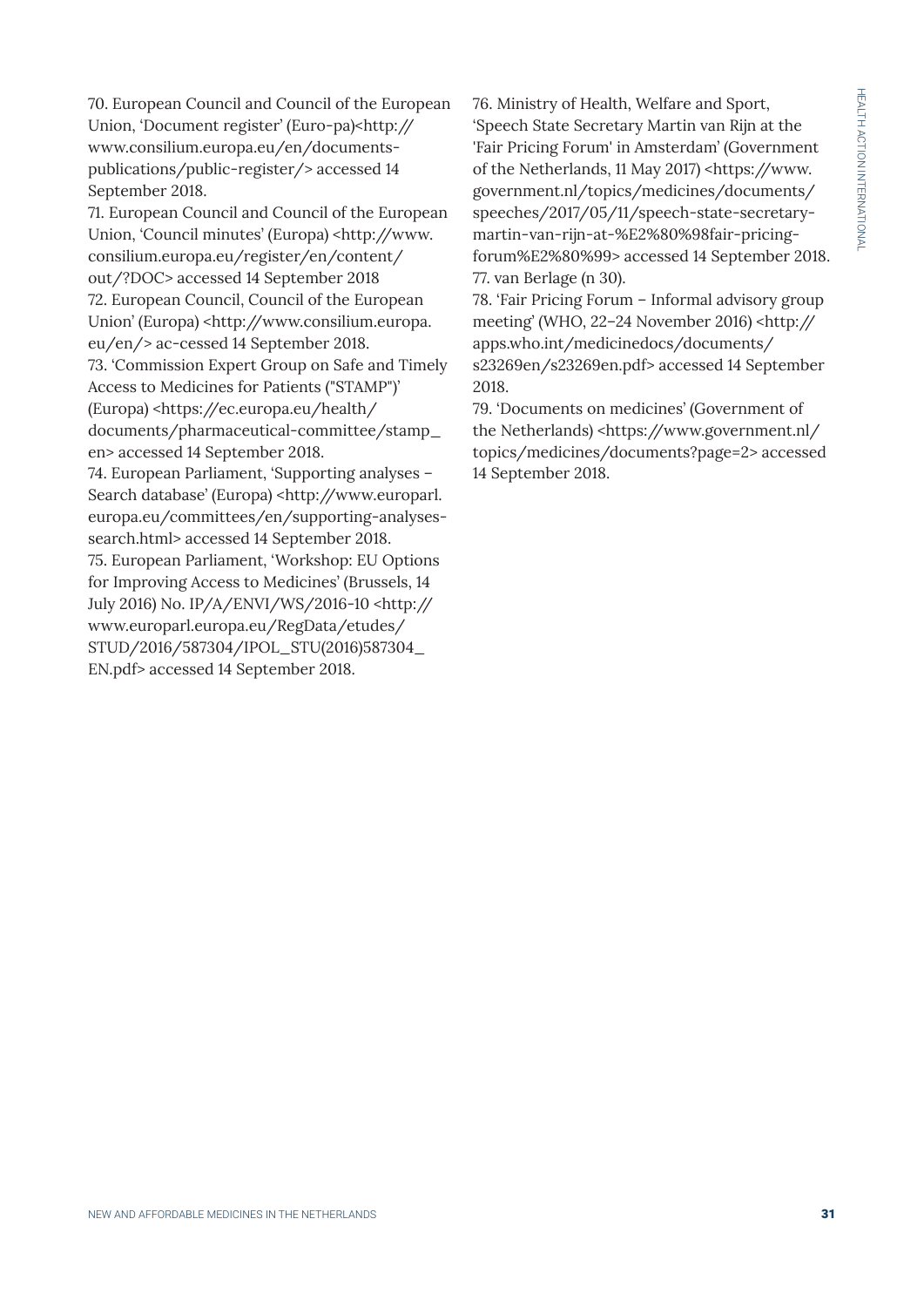70. European Council and Council of the European Union, 'Document register' (Euro-pa)<http://www.consilium.europa.eu/en/documents-publications/public-register/> accessed 14 September 2018.

71. European Council and Council of the European Union, 'Council minutes' (Europa) <http://www.consilium.europa.eu/register/en/content/out/?DOC> accessed 14 September 2018

72. European Council, Council of the European Union' (Europa) <http://www.consilium.europa.eu/en/> ac-cessed 14 September 2018.

73. 'Commission Expert Group on Safe and Timely Access to Medicines for Patients ("STAMP")' (Europa) <https://ec.europa.eu/health/documents/pharmaceutical-committee/stamp_en> accessed 14 September 2018.

74. European Parliament, 'Supporting analyses – Search database' (Europa) <http://www.europarl.europa.eu/committees/en/supporting-analyses-search.html> accessed 14 September 2018.

75. European Parliament, 'Workshop: EU Options for Improving Access to Medicines' (Brussels, 14 July 2016) No. IP/A/ENVI/WS/2016-10 <http://www.europarl.europa.eu/RegData/etudes/STUD/2016/587304/IPOL_STU(2016)587304_EN.pdf> accessed 14 September 2018.

76. Ministry of Health, Welfare and Sport, 'Speech State Secretary Martin van Rijn at the 'Fair Pricing Forum' in Amsterdam' (Government of the Netherlands, 11 May 2017) <https://www.government.nl/topics/medicines/documents/speeches/2017/05/11/speech-state-secretary-martin-van-rijn-at-%E2%80%98fair-pricing-forum%E2%80%99> accessed 14 September 2018.

77. van Berlage (n 30).

78. 'Fair Pricing Forum – Informal advisory group meeting' (WHO, 22–24 November 2016) <http://apps.who.int/medicinedocs/documents/s23269en/s23269en.pdf> accessed 14 September 2018.

79. 'Documents on medicines' (Government of the Netherlands) <https://www.government.nl/topics/medicines/documents?page=2> accessed 14 September 2018.